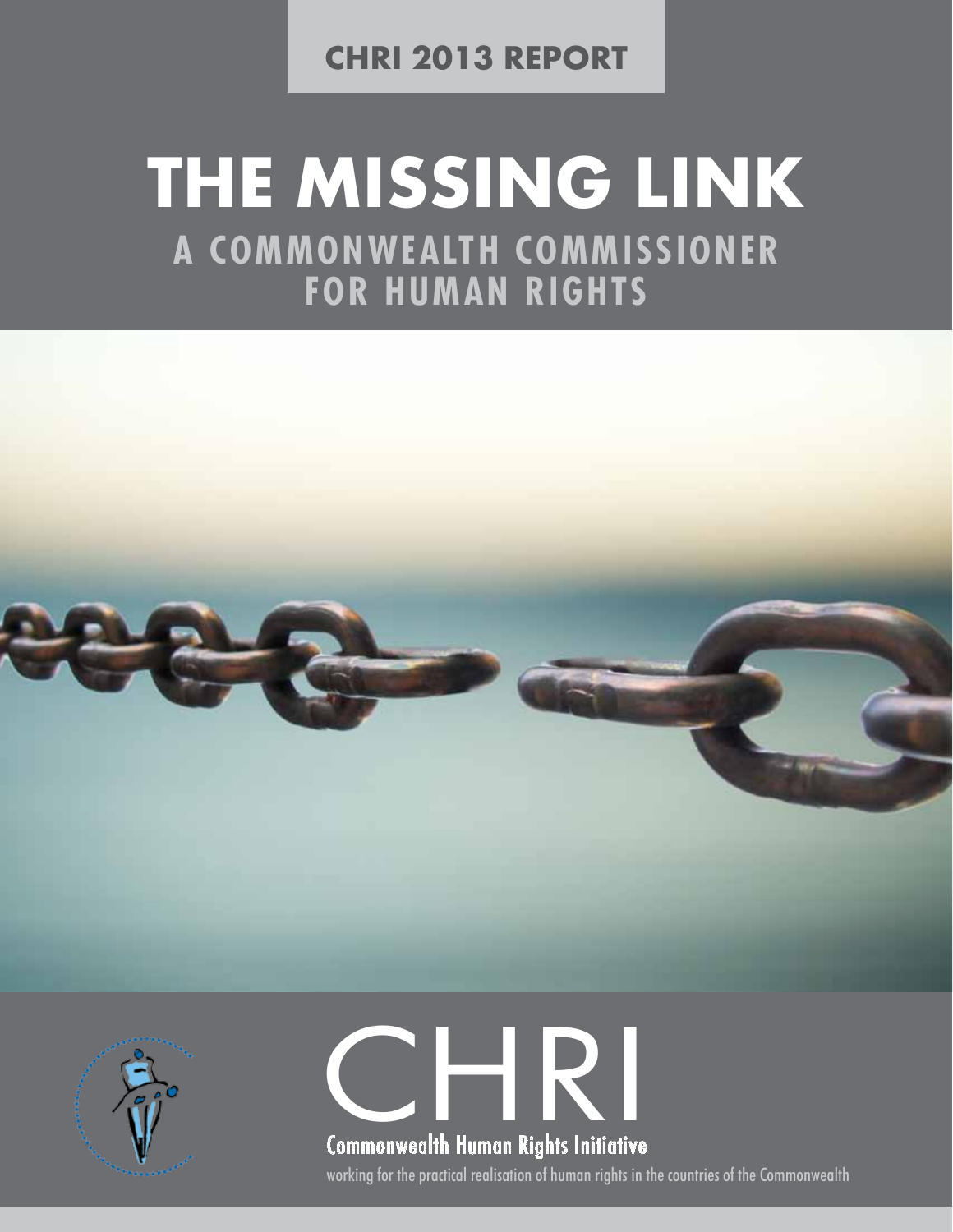**CHRI 2013 REPORT**

# THE MISSING LINK

## A COMMONWEALTH COMMISSIONER FOR HUMAN RIGHTS

CHRI

Commonwealth Human Rights Initiative

working for the practical realisation of human rights in the countries of the Commonwealth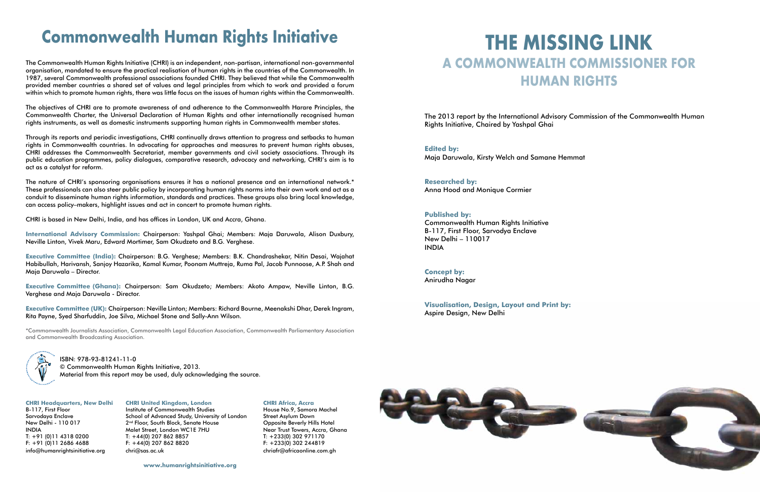# Commonwealth Human Rights Initiative

The Commonwealth Human Rights Initiative (CHRI) is an independent, non-partisan, international non-governmental organisation, mandated to ensure the practical realisation of human rights in the countries of the Commonwealth. In 1987, several Commonwealth professional associations founded CHRI. They believed that while the Commonwealth provided member countries a shared set of values and legal principles from which to work and provided a forum within which to promote human rights, there was little focus on the issues of human rights within the Commonwealth.

The objectives of CHRI are to promote awareness of and adherence to the Commonwealth Harare Principles, the Commonwealth Charter, the Universal Declaration of Human Rights and other internationally recognised human rights instruments, as well as domestic instruments supporting human rights in Commonwealth member states.

Through its reports and periodic investigations, CHRI continually draws attention to progress and setbacks to human rights in Commonwealth countries. In advocating for approaches and measures to prevent human rights abuses, CHRI addresses the Commonwealth Secretariat, member governments and civil society associations. Through its public education programmes, policy dialogues, comparative research, advocacy and networking, CHRI's aim is to act as a catalyst for reform.

The nature of CHRI's sponsoring organisations ensures it has a national presence and an international network.* These professionals can also steer public policy by incorporating human rights norms into their own work and act as a conduit to disseminate human rights information, standards and practices. These groups also bring local knowledge, can access policy–makers, highlight issues and act in concert to promote human rights.

CHRI is based in New Delhi, India, and has offices in London, UK and Accra, Ghana.

**International Advisory Commission:** Chairperson: Yashpal Ghai; Members: Maja Daruwala, Alison Duxbury, Neville Linton, Vivek Maru, Edward Mortimer, Sam Okudzeto and B.G. Verghese.

**Executive Committee (India):** Chairperson: B.G. Verghese; Members: B.K. Chandrashekar, Nitin Desai, Wajahat Habibullah, Harivansh, Sanjoy Hazarika, Kamal Kumar, Poonam Muttreja, Ruma Pal, Jacob Punnoose, A.P. Shah and Maja Daruwala – Director.

**Executive Committee (Ghana):** Chairperson: Sam Okudzeto; Members: Akoto Ampaw, Neville Linton, B.G. Verghese and Maja Daruwala - Director.

**Executive Committee (UK):** Chairperson: Neville Linton; Members: Richard Bourne, Meenakshi Dhar, Derek Ingram, Rita Payne, Syed Sharfuddin, Joe Silva, Michael Stone and Sally-Ann Wilson.

*Commonwealth Journalists Association, Commonwealth Legal Education Association, Commonwealth Parliamentary Association and Commonwealth Broadcasting Association.

ISBN: 978-93-81241-11-0
© Commonwealth Human Rights Initiative, 2013.
Material from this report may be used, duly acknowledging the source.

**CHRI Headquarters, New Delhi**
B-117, First Floor
Sarvodaya Enclave
New Delhi - 110 017
INDIA
T: +91 (0)11 4318 0200
F: +91 (0)11 2686 4688
info@humanrightsinitiative.org

**CHRI United Kingdom, London**
Institute of Commonwealth Studies
School of Advanced Study, University of London
2nd Floor, South Block, Senate House
Malet Street, London WC1E 7HU
T: +44(0) 207 862 8857
F: +44(0) 207 862 8820
chri@sas.ac.uk

**CHRI Africa, Accra**
House No.9, Samora Machel
Street Asylum Down
Opposite Beverly Hills Hotel
Near Trust Towers, Accra, Ghana
T: +233(0) 302 971170
F: +233(0) 302 244819
chriafr@africaonline.com.gh

**www.humanrightsinitiative.org**

# THE MISSING LINK

## A COMMONWEALTH COMMISSIONER FOR HUMAN RIGHTS

The 2013 report by the International Advisory Commission of the Commonwealth Human Rights Initiative, Chaired by Yashpal Ghai

**Edited by:**
Maja Daruwala, Kirsty Welch and Samane Hemmat

**Researched by:**
Anna Hood and Monique Cormier

**Published by:**
Commonwealth Human Rights Initiative
B-117, First Floor, Sarvodya Enclave
New Delhi – 110017
INDIA

**Concept by:**
Anirudha Nagar

**Visualisation, Design, Layout and Print by:**
Aspire Design, New Delhi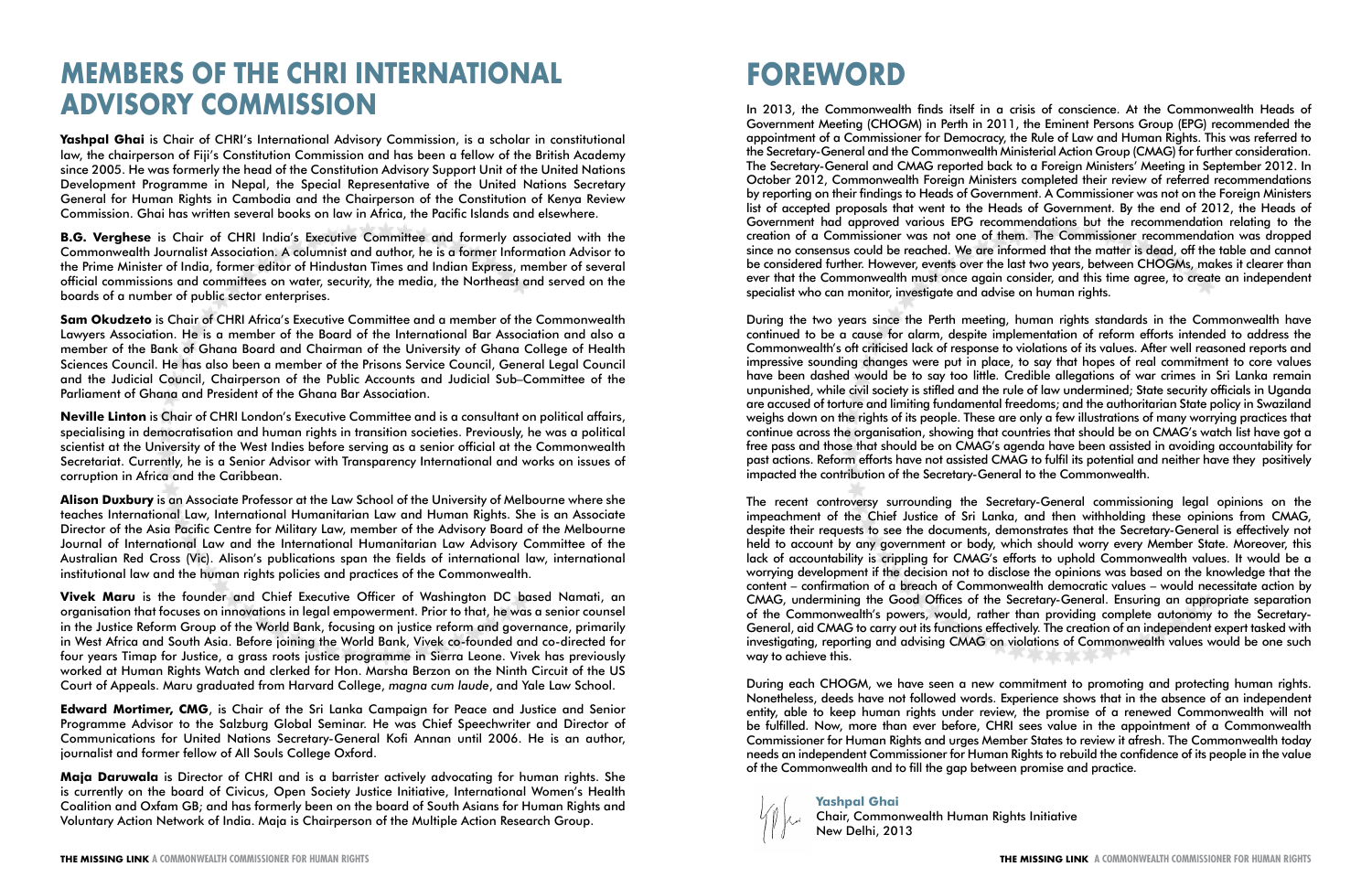# MEMBERS OF THE CHRI INTERNATIONAL ADVISORY COMMISSION

**Yashpal Ghai** is Chair of CHRI's International Advisory Commission, is a scholar in constitutional law, the chairperson of Fiji's Constitution Commission and has been a fellow of the British Academy since 2005. He was formerly the head of the Constitution Advisory Support Unit of the United Nations Development Programme in Nepal, the Special Representative of the United Nations Secretary General for Human Rights in Cambodia and the Chairperson of the Constitution of Kenya Review Commission. Ghai has written several books on law in Africa, the Pacific Islands and elsewhere.

**B.G. Verghese** is Chair of CHRI India's Executive Committee and formerly associated with the Commonwealth Journalist Association. A columnist and author, he is a former Information Advisor to the Prime Minister of India, former editor of Hindustan Times and Indian Express, member of several official commissions and committees on water, security, the media, the Northeast and served on the boards of a number of public sector enterprises.

**Sam Okudzeto** is Chair of CHRI Africa's Executive Committee and a member of the Commonwealth Lawyers Association. He is a member of the Board of the International Bar Association and also a member of the Bank of Ghana Board and Chairman of the University of Ghana College of Health Sciences Council. He has also been a member of the Prisons Service Council, General Legal Council and the Judicial Council, Chairperson of the Public Accounts and Judicial Sub–Committee of the Parliament of Ghana and President of the Ghana Bar Association.

**Neville Linton** is Chair of CHRI London's Executive Committee and is a consultant on political affairs, specialising in democratisation and human rights in transition societies. Previously, he was a political scientist at the University of the West Indies before serving as a senior official at the Commonwealth Secretariat. Currently, he is a Senior Advisor with Transparency International and works on issues of corruption in Africa and the Caribbean.

**Alison Duxbury** is an Associate Professor at the Law School of the University of Melbourne where she teaches International Law, International Humanitarian Law and Human Rights. She is an Associate Director of the Asia Pacific Centre for Military Law, member of the Advisory Board of the Melbourne Journal of International Law and the International Humanitarian Law Advisory Committee of the Australian Red Cross (Vic). Alison's publications span the fields of international law, international institutional law and the human rights policies and practices of the Commonwealth.

**Vivek Maru** is the founder and Chief Executive Officer of Washington DC based Namati, an organisation that focuses on innovations in legal empowerment. Prior to that, he was a senior counsel in the Justice Reform Group of the World Bank, focusing on justice reform and governance, primarily in West Africa and South Asia. Before joining the World Bank, Vivek co-founded and co-directed for four years Timap for Justice, a grass roots justice programme in Sierra Leone. Vivek has previously worked at Human Rights Watch and clerked for Hon. Marsha Berzon on the Ninth Circuit of the US Court of Appeals. Maru graduated from Harvard College, *magna cum laude*, and Yale Law School.

**Edward Mortimer, CMG**, is Chair of the Sri Lanka Campaign for Peace and Justice and Senior Programme Advisor to the Salzburg Global Seminar. He was Chief Speechwriter and Director of Communications for United Nations Secretary-General Kofi Annan until 2006. He is an author, journalist and former fellow of All Souls College Oxford.

**Maja Daruwala** is Director of CHRI and is a barrister actively advocating for human rights. She is currently on the board of Civicus, Open Society Justice Initiative, International Women's Health Coalition and Oxfam GB; and has formerly been on the board of South Asians for Human Rights and Voluntary Action Network of India. Maja is Chairperson of the Multiple Action Research Group.

# FOREWORD

In 2013, the Commonwealth finds itself in a crisis of conscience. At the Commonwealth Heads of Government Meeting (CHOGM) in Perth in 2011, the Eminent Persons Group (EPG) recommended the appointment of a Commissioner for Democracy, the Rule of Law and Human Rights. This was referred to the Secretary-General and the Commonwealth Ministerial Action Group (CMAG) for further consideration. The Secretary-General and CMAG reported back to a Foreign Ministers' Meeting in September 2012. In October 2012, Commonwealth Foreign Ministers completed their review of referred recommendations by reporting on their findings to Heads of Government. A Commissioner was not on the Foreign Ministers list of accepted proposals that went to the Heads of Government. By the end of 2012, the Heads of Government had approved various EPG recommendations but the recommendation relating to the creation of a Commissioner was not one of them. The Commissioner recommendation was dropped since no consensus could be reached. We are informed that the matter is dead, off the table and cannot be considered further. However, events over the last two years, between CHOGMs, makes it clearer than ever that the Commonwealth must once again consider, and this time agree, to create an independent specialist who can monitor, investigate and advise on human rights.

During the two years since the Perth meeting, human rights standards in the Commonwealth have continued to be a cause for alarm, despite implementation of reform efforts intended to address the Commonwealth's oft criticised lack of response to violations of its values. After well reasoned reports and impressive sounding changes were put in place, to say that hopes of real commitment to core values have been dashed would be to say too little. Credible allegations of war crimes in Sri Lanka remain unpunished, while civil society is stifled and the rule of law undermined; State security officials in Uganda are accused of torture and limiting fundamental freedoms; and the authoritarian State policy in Swaziland weighs down on the rights of its people. These are only a few illustrations of many worrying practices that continue across the organisation, showing that countries that should be on CMAG's watch list have got a free pass and those that should be on CMAG's agenda have been assisted in avoiding accountability for past actions. Reform efforts have not assisted CMAG to fulfil its potential and neither have they positively impacted the contribution of the Secretary-General to the Commonwealth.

The recent controversy surrounding the Secretary-General commissioning legal opinions on the impeachment of the Chief Justice of Sri Lanka, and then withholding these opinions from CMAG, despite their requests to see the documents, demonstrates that the Secretary-General is effectively not held to account by any government or body, which should worry every Member State. Moreover, this lack of accountability is crippling for CMAG's efforts to uphold Commonwealth values. It would be a worrying development if the decision not to disclose the opinions was based on the knowledge that the content – confirmation of a breach of Commonwealth democratic values – would necessitate action by CMAG, undermining the Good Offices of the Secretary-General. Ensuring an appropriate separation of the Commonwealth's powers, would, rather than providing complete autonomy to the Secretary-General, aid CMAG to carry out its functions effectively. The creation of an independent expert tasked with investigating, reporting and advising CMAG on violations of Commonwealth values would be one such way to achieve this.

During each CHOGM, we have seen a new commitment to promoting and protecting human rights. Nonetheless, deeds have not followed words. Experience shows that in the absence of an independent entity, able to keep human rights under review, the promise of a renewed Commonwealth will not be fulfilled. Now, more than ever before, CHRI sees value in the appointment of a Commonwealth Commissioner for Human Rights and urges Member States to review it afresh. The Commonwealth today needs an independent Commissioner for Human Rights to rebuild the confidence of its people in the value of the Commonwealth and to fill the gap between promise and practice.

**Yashpal Ghai**
Chair, Commonwealth Human Rights Initiative
New Delhi, 2013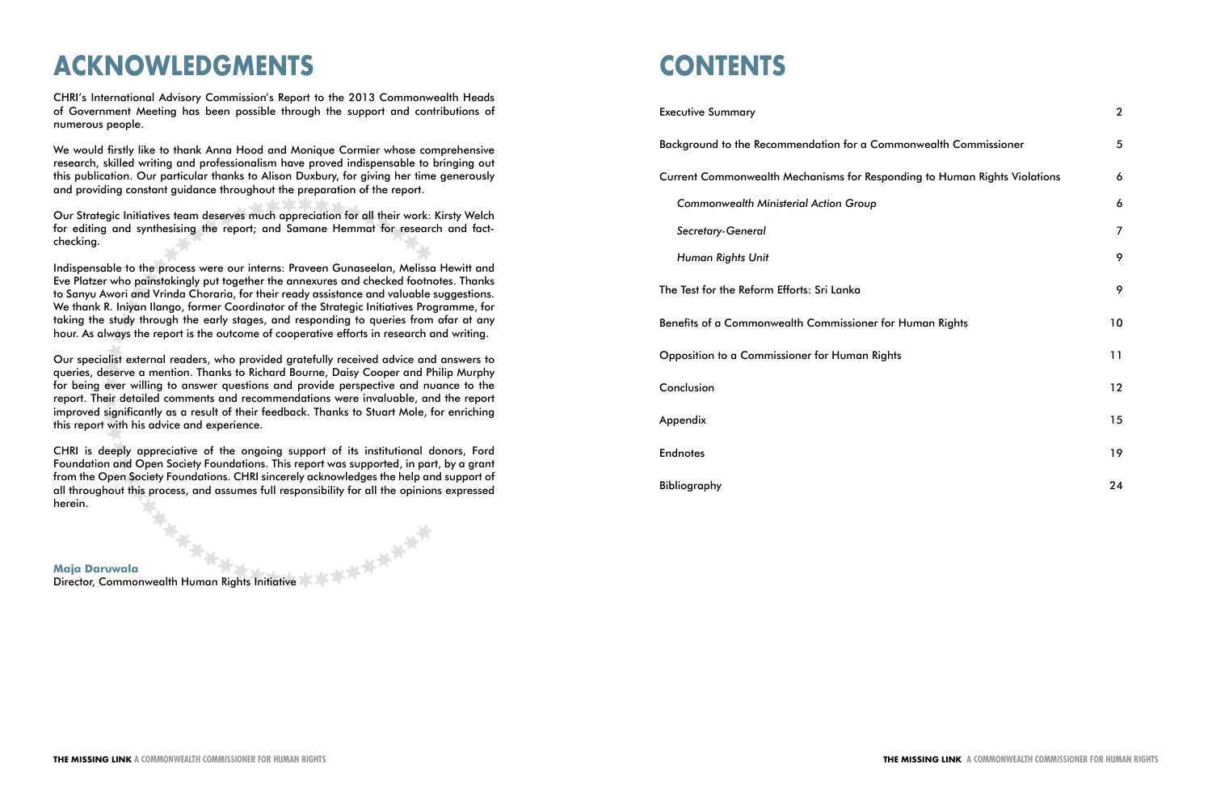# ACKNOWLEDGMENTS

CHRI's International Advisory Commission's Report to the 2013 Commonwealth Heads of Government Meeting has been possible through the support and contributions of numerous people.

We would firstly like to thank Anna Hood and Monique Cormier whose comprehensive research, skilled writing and professionalism have proved indispensable to bringing out this publication. Our particular thanks to Alison Duxbury, for giving her time generously and providing constant guidance throughout the preparation of the report.

Our Strategic Initiatives team deserves much appreciation for all their work: Kirsty Welch for editing and synthesising the report; and Samane Hemmat for research and fact-checking.

Indispensable to the process were our interns: Praveen Gunaseelan, Melissa Hewitt and Eve Platzer who painstakingly put together the annexures and checked footnotes. Thanks to Sanyu Awori and Vrinda Choraria, for their ready assistance and valuable suggestions. We thank R. Iniyan Ilango, former Coordinator of the Strategic Initiatives Programme, for taking the study through the early stages, and responding to queries from afar at any hour. As always the report is the outcome of cooperative efforts in research and writing.

Our specialist external readers, who provided gratefully received advice and answers to queries, deserve a mention. Thanks to Richard Bourne, Daisy Cooper and Philip Murphy for being ever willing to answer questions and provide perspective and nuance to the report. Their detailed comments and recommendations were invaluable, and the report improved significantly as a result of their feedback. Thanks to Stuart Mole, for enriching this report with his advice and experience.

CHRI is deeply appreciative of the ongoing support of its institutional donors, Ford Foundation and Open Society Foundations. This report was supported, in part, by a grant from the Open Society Foundations. CHRI sincerely acknowledges the help and support of all throughout this process, and assumes full responsibility for all the opinions expressed herein.

**Maja Daruwala**
Director, Commonwealth Human Rights Initiative

# CONTENTS

| | |
|---|---|
| Executive Summary | 2 |
| Background to the Recommendation for a Commonwealth Commissioner | 5 |
| Current Commonwealth Mechanisms for Responding to Human Rights Violations | 6 |
| *Commonwealth Ministerial Action Group* | 6 |
| *Secretary-General* | 7 |
| *Human Rights Unit* | 9 |
| The Test for the Reform Efforts: Sri Lanka | 9 |
| Benefits of a Commonwealth Commissioner for Human Rights | 10 |
| Opposition to a Commissioner for Human Rights | 11 |
| Conclusion | 12 |
| Appendix | 15 |
| Endnotes | 19 |
| Bibliography | 24 |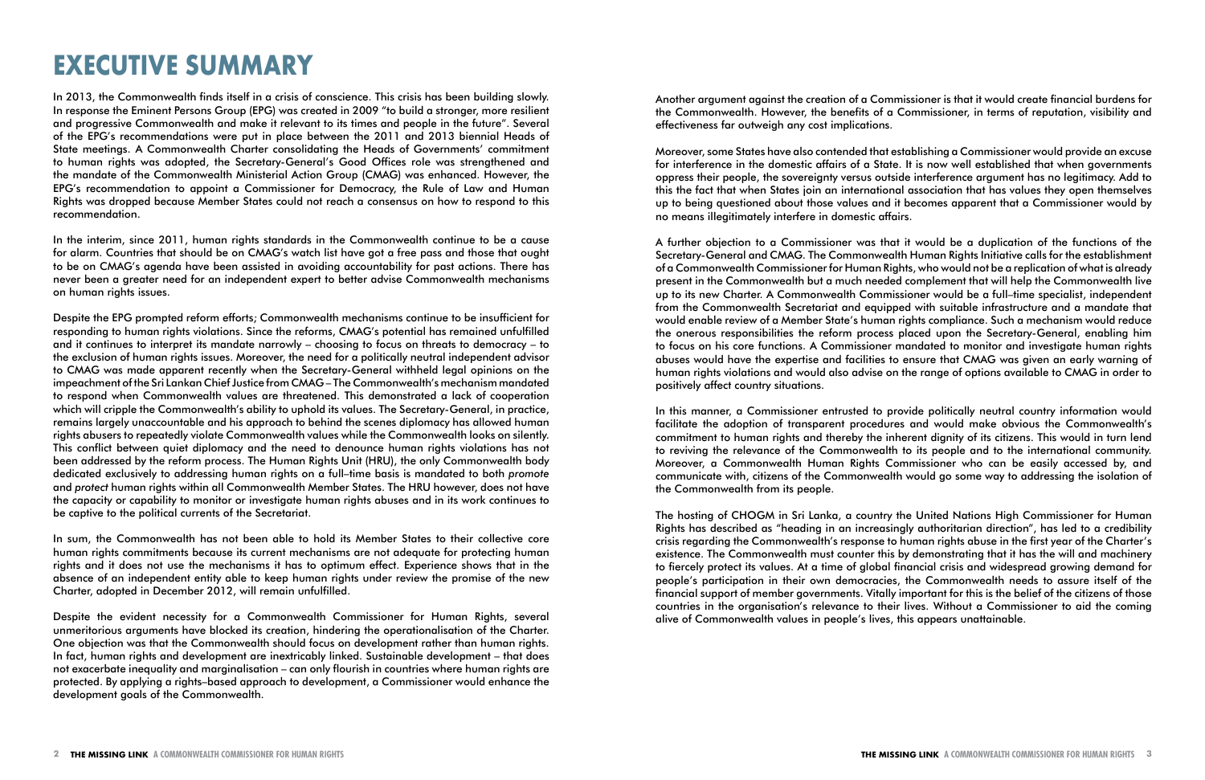# EXECUTIVE SUMMARY

In 2013, the Commonwealth finds itself in a crisis of conscience. This crisis has been building slowly. In response the Eminent Persons Group (EPG) was created in 2009 "to build a stronger, more resilient and progressive Commonwealth and make it relevant to its times and people in the future". Several of the EPG's recommendations were put in place between the 2011 and 2013 biennial Heads of State meetings. A Commonwealth Charter consolidating the Heads of Governments' commitment to human rights was adopted, the Secretary-General's Good Offices role was strengthened and the mandate of the Commonwealth Ministerial Action Group (CMAG) was enhanced. However, the EPG's recommendation to appoint a Commissioner for Democracy, the Rule of Law and Human Rights was dropped because Member States could not reach a consensus on how to respond to this recommendation.

In the interim, since 2011, human rights standards in the Commonwealth continue to be a cause for alarm. Countries that should be on CMAG's watch list have got a free pass and those that ought to be on CMAG's agenda have been assisted in avoiding accountability for past actions. There has never been a greater need for an independent expert to better advise Commonwealth mechanisms on human rights issues.

Despite the EPG prompted reform efforts; Commonwealth mechanisms continue to be insufficient for responding to human rights violations. Since the reforms, CMAG's potential has remained unfulfilled and it continues to interpret its mandate narrowly – choosing to focus on threats to democracy – to the exclusion of human rights issues. Moreover, the need for a politically neutral independent advisor to CMAG was made apparent recently when the Secretary-General withheld legal opinions on the impeachment of the Sri Lankan Chief Justice from CMAG – The Commonwealth's mechanism mandated to respond when Commonwealth values are threatened. This demonstrated a lack of cooperation which will cripple the Commonwealth's ability to uphold its values. The Secretary-General, in practice, remains largely unaccountable and his approach to behind the scenes diplomacy has allowed human rights abusers to repeatedly violate Commonwealth values while the Commonwealth looks on silently. This conflict between quiet diplomacy and the need to denounce human rights violations has not been addressed by the reform process. The Human Rights Unit (HRU), the only Commonwealth body dedicated exclusively to addressing human rights on a full–time basis is mandated to both *promote* and *protect* human rights within all Commonwealth Member States. The HRU however, does not have the capacity or capability to monitor or investigate human rights abuses and in its work continues to be captive to the political currents of the Secretariat.

In sum, the Commonwealth has not been able to hold its Member States to their collective core human rights commitments because its current mechanisms are not adequate for protecting human rights and it does not use the mechanisms it has to optimum effect. Experience shows that in the absence of an independent entity able to keep human rights under review the promise of the new Charter, adopted in December 2012, will remain unfulfilled.

Despite the evident necessity for a Commonwealth Commissioner for Human Rights, several unmeritorious arguments have blocked its creation, hindering the operationalisation of the Charter. One objection was that the Commonwealth should focus on development rather than human rights. In fact, human rights and development are inextricably linked. Sustainable development – that does not exacerbate inequality and marginalisation – can only flourish in countries where human rights are protected. By applying a rights–based approach to development, a Commissioner would enhance the development goals of the Commonwealth.

Another argument against the creation of a Commissioner is that it would create financial burdens for the Commonwealth. However, the benefits of a Commissioner, in terms of reputation, visibility and effectiveness far outweigh any cost implications.

Moreover, some States have also contended that establishing a Commissioner would provide an excuse for interference in the domestic affairs of a State. It is now well established that when governments oppress their people, the sovereignty versus outside interference argument has no legitimacy. Add to this the fact that when States join an international association that has values they open themselves up to being questioned about those values and it becomes apparent that a Commissioner would by no means illegitimately interfere in domestic affairs.

A further objection to a Commissioner was that it would be a duplication of the functions of the Secretary-General and CMAG. The Commonwealth Human Rights Initiative calls for the establishment of a Commonwealth Commissioner for Human Rights, who would not be a replication of what is already present in the Commonwealth but a much needed complement that will help the Commonwealth live up to its new Charter. A Commonwealth Commissioner would be a full–time specialist, independent from the Commonwealth Secretariat and equipped with suitable infrastructure and a mandate that would enable review of a Member State's human rights compliance. Such a mechanism would reduce the onerous responsibilities the reform process placed upon the Secretary-General, enabling him to focus on his core functions. A Commissioner mandated to monitor and investigate human rights abuses would have the expertise and facilities to ensure that CMAG was given an early warning of human rights violations and would also advise on the range of options available to CMAG in order to positively affect country situations.

In this manner, a Commissioner entrusted to provide politically neutral country information would facilitate the adoption of transparent procedures and would make obvious the Commonwealth's commitment to human rights and thereby the inherent dignity of its citizens. This would in turn lend to reviving the relevance of the Commonwealth to its people and to the international community. Moreover, a Commonwealth Human Rights Commissioner who can be easily accessed by, and communicate with, citizens of the Commonwealth would go some way to addressing the isolation of the Commonwealth from its people.

The hosting of CHOGM in Sri Lanka, a country the United Nations High Commissioner for Human Rights has described as "heading in an increasingly authoritarian direction", has led to a credibility crisis regarding the Commonwealth's response to human rights abuse in the first year of the Charter's existence. The Commonwealth must counter this by demonstrating that it has the will and machinery to fiercely protect its values. At a time of global financial crisis and widespread growing demand for people's participation in their own democracies, the Commonwealth needs to assure itself of the financial support of member governments. Vitally important for this is the belief of the citizens of those countries in the organisation's relevance to their lives. Without a Commissioner to aid the coming alive of Commonwealth values in people's lives, this appears unattainable.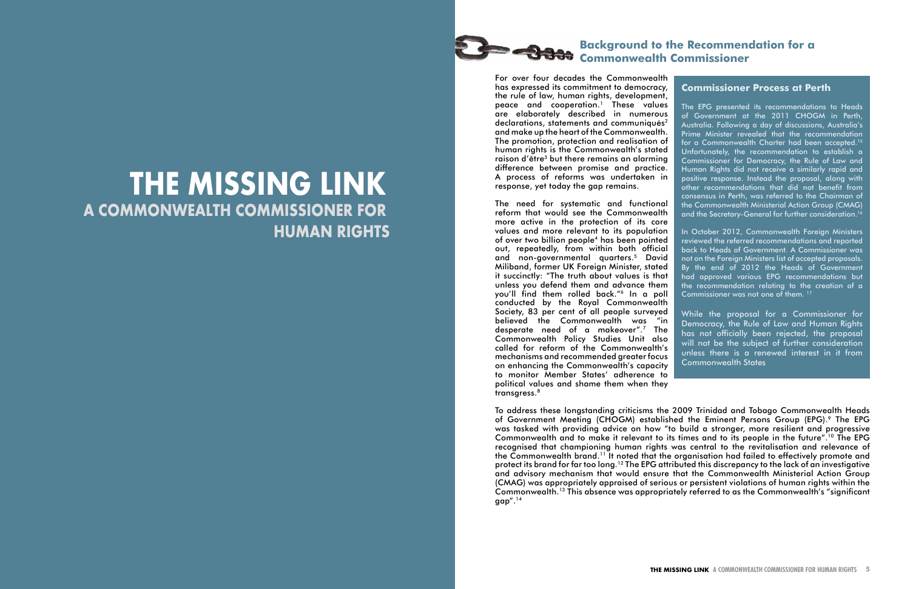# THE MISSING LINK
## A COMMONWEALTH COMMISSIONER FOR HUMAN RIGHTS

## Background to the Recommendation for a Commonwealth Commissioner

For over four decades the Commonwealth has expressed its commitment to democracy, the rule of law, human rights, development, peace and cooperation.[1] These values are elaborately described in numerous declarations, statements and communiqués[2] and make up the heart of the Commonwealth. The promotion, protection and realisation of human rights is the Commonwealth's stated raison d'être[3] but there remains an alarming difference between promise and practice. A process of reforms was undertaken in response, yet today the gap remains.

The need for systematic and functional reform that would see the Commonwealth more active in the protection of its core values and more relevant to its population of over two billion people[4] has been pointed out, repeatedly, from within both official and non-governmental quarters.[5] David Miliband, former UK Foreign Minister, stated it succinctly: "The truth about values is that unless you defend them and advance them you'll find them rolled back."[6] In a poll conducted by the Royal Commonwealth Society, 83 per cent of all people surveyed believed the Commonwealth was "in desperate need of a makeover".[7] The Commonwealth Policy Studies Unit also called for reform of the Commonwealth's mechanisms and recommended greater focus on enhancing the Commonwealth's capacity to monitor Member States' adherence to political values and shame them when they transgress.[8]

To address these longstanding criticisms the 2009 Trinidad and Tobago Commonwealth Heads of Government Meeting (CHOGM) established the Eminent Persons Group (EPG).[9] The EPG was tasked with providing advice on how "to build a stronger, more resilient and progressive Commonwealth and to make it relevant to its times and to its people in the future".[10] The EPG recognised that championing human rights was central to the revitalisation and relevance of the Commonwealth brand.[11] It noted that the organisation had failed to effectively promote and protect its brand for far too long.[12] The EPG attributed this discrepancy to the lack of an investigative and advisory mechanism that would ensure that the Commonwealth Ministerial Action Group (CMAG) was appropriately appraised of serious or persistent violations of human rights within the Commonwealth.[13] This absence was appropriately referred to as the Commonwealth's "significant gap".[14]

### Commissioner Process at Perth

The EPG presented its recommendations to Heads of Government at the 2011 CHOGM in Perth, Australia. Following a day of discussions, Australia's Prime Minister revealed that the recommendation for a Commonwealth Charter had been accepted.[15] Unfortunately, the recommendation to establish a Commissioner for Democracy, the Rule of Law and Human Rights did not receive a similarly rapid and positive response. Instead the proposal, along with other recommendations that did not benefit from consensus in Perth, was referred to the Chairman of the Commonwealth Ministerial Action Group (CMAG) and the Secretary-General for further consideration.[16]

In October 2012, Commonwealth Foreign Ministers reviewed the referred recommendations and reported back to Heads of Government. A Commissioner was not on the Foreign Ministers list of accepted proposals. By the end of 2012 the Heads of Government had approved various EPG recommendations but the recommendation relating to the creation of a Commissioner was not one of them.[17]

While the proposal for a Commissioner for Democracy, the Rule of Law and Human Rights has not officially been rejected, the proposal will not be the subject of further consideration unless there is a renewed interest in it from Commonwealth States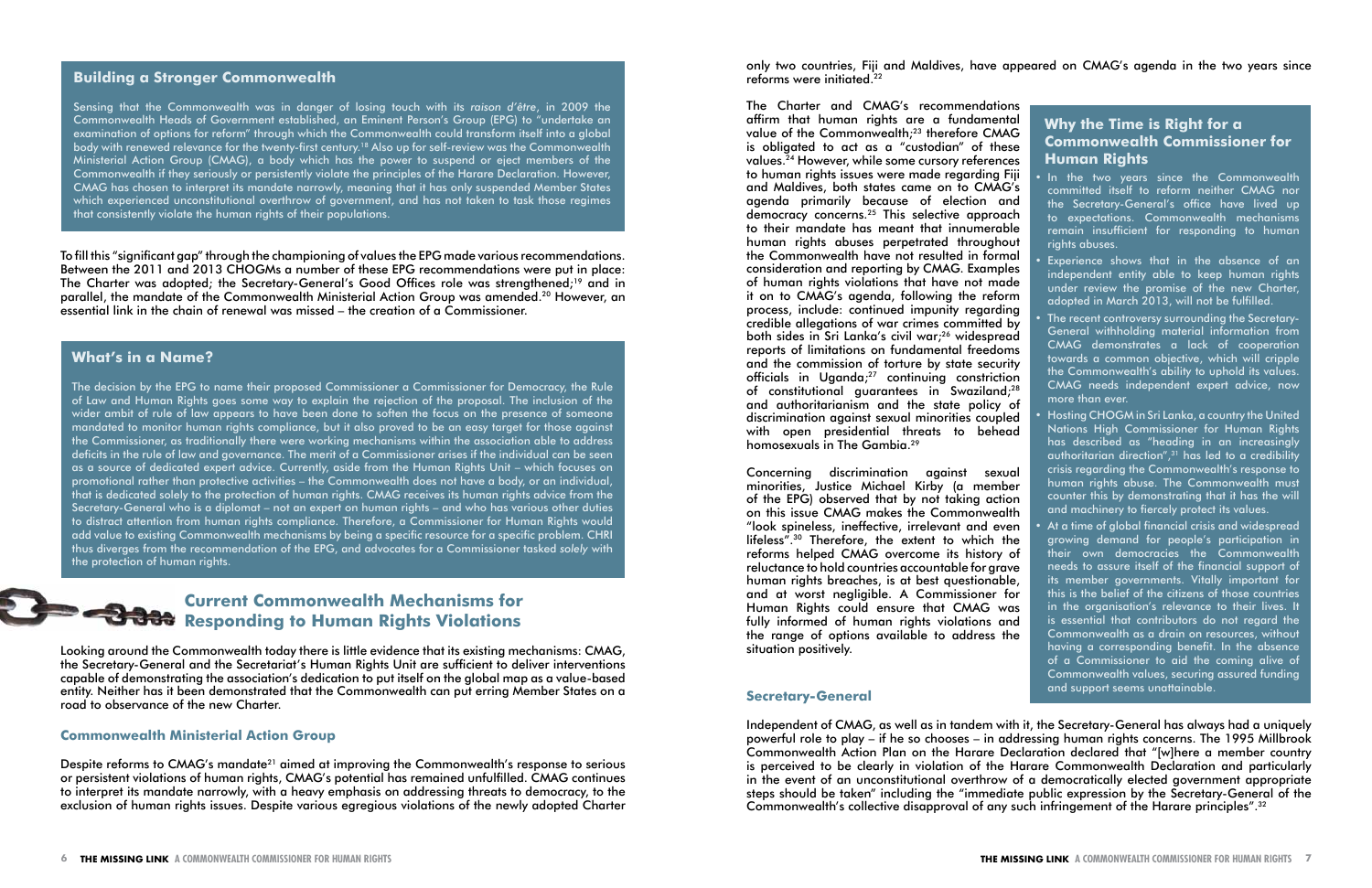## Building a Stronger Commonwealth

Sensing that the Commonwealth was in danger of losing touch with its *raison d'être*, in 2009 the Commonwealth Heads of Government established, an Eminent Person's Group (EPG) to "undertake an examination of options for reform" through which the Commonwealth could transform itself into a global body with renewed relevance for the twenty-first century.[18] Also up for self-review was the Commonwealth Ministerial Action Group (CMAG), a body which has the power to suspend or eject members of the Commonwealth if they seriously or persistently violate the principles of the Harare Declaration. However, CMAG has chosen to interpret its mandate narrowly, meaning that it has only suspended Member States which experienced unconstitutional overthrow of government, and has not taken to task those regimes that consistently violate the human rights of their populations.

To fill this "significant gap" through the championing of values the EPG made various recommendations. Between the 2011 and 2013 CHOGMs a number of these EPG recommendations were put in place: The Charter was adopted; the Secretary-General's Good Offices role was strengthened;[19] and in parallel, the mandate of the Commonwealth Ministerial Action Group was amended.[20] However, an essential link in the chain of renewal was missed – the creation of a Commissioner.

## What's in a Name?

The decision by the EPG to name their proposed Commissioner a Commissioner for Democracy, the Rule of Law and Human Rights goes some way to explain the rejection of the proposal. The inclusion of the wider ambit of rule of law appears to have been done to soften the focus on the presence of someone mandated to monitor human rights compliance, but it also proved to be an easy target for those against the Commissioner, as traditionally there were working mechanisms within the association able to address deficits in the rule of law and governance. The merit of a Commissioner arises if the individual can be seen as a source of dedicated expert advice. Currently, aside from the Human Rights Unit – which focuses on promotional rather than protective activities – the Commonwealth does not have a body, or an individual, that is dedicated solely to the protection of human rights. CMAG receives its human rights advice from the Secretary-General who is a diplomat – not an expert on human rights – and who has various other duties to distract attention from human rights compliance. Therefore, a Commissioner for Human Rights would add value to existing Commonwealth mechanisms by being a specific resource for a specific problem. CHRI thus diverges from the recommendation of the EPG, and advocates for a Commissioner tasked *solely* with the protection of human rights.

## Current Commonwealth Mechanisms for Responding to Human Rights Violations

Looking around the Commonwealth today there is little evidence that its existing mechanisms: CMAG, the Secretary-General and the Secretariat's Human Rights Unit are sufficient to deliver interventions capable of demonstrating the association's dedication to put itself on the global map as a value-based entity. Neither has it been demonstrated that the Commonwealth can put erring Member States on a road to observance of the new Charter.

### Commonwealth Ministerial Action Group

Despite reforms to CMAG's mandate[21] aimed at improving the Commonwealth's response to serious or persistent violations of human rights, CMAG's potential has remained unfulfilled. CMAG continues to interpret its mandate narrowly, with a heavy emphasis on addressing threats to democracy, to the exclusion of human rights issues. Despite various egregious violations of the newly adopted Charter only two countries, Fiji and Maldives, have appeared on CMAG's agenda in the two years since reforms were initiated.[22]

The Charter and CMAG's recommendations affirm that human rights are a fundamental value of the Commonwealth;[23] therefore CMAG is obligated to act as a "custodian" of these values.[24] However, while some cursory references to human rights issues were made regarding Fiji and Maldives, both states came on to CMAG's agenda primarily because of election and democracy concerns.[25] This selective approach to their mandate has meant that innumerable human rights abuses perpetrated throughout the Commonwealth have not resulted in formal consideration and reporting by CMAG. Examples of human rights violations that have not made it on to CMAG's agenda, following the reform process, include: continued impunity regarding credible allegations of war crimes committed by both sides in Sri Lanka's civil war;[26] widespread reports of limitations on fundamental freedoms and the commission of torture by state security officials in Uganda;[27] continuing constriction of constitutional guarantees in Swaziland;[28] and authoritarianism and the state policy of discrimination against sexual minorities coupled with open presidential threats to behead homosexuals in The Gambia.[29]

Concerning discrimination against sexual minorities, Justice Michael Kirby (a member of the EPG) observed that by not taking action on this issue CMAG makes the Commonwealth "look spineless, ineffective, irrelevant and even lifeless".[30] Therefore, the extent to which the reforms helped CMAG overcome its history of reluctance to hold countries accountable for grave human rights breaches, is at best questionable, and at worst negligible. A Commissioner for Human Rights could ensure that CMAG was fully informed of human rights violations and the range of options available to address the situation positively.

## Why the Time is Right for a Commonwealth Commissioner for Human Rights

- In the two years since the Commonwealth committed itself to reform neither CMAG nor the Secretary-General's office have lived up to expectations. Commonwealth mechanisms remain insufficient for responding to human rights abuses.
- Experience shows that in the absence of an independent entity able to keep human rights under review the promise of the new Charter, adopted in March 2013, will not be fulfilled.
- The recent controversy surrounding the Secretary-General withholding material information from CMAG demonstrates a lack of cooperation towards a common objective, which will cripple the Commonwealth's ability to uphold its values. CMAG needs independent expert advice, now more than ever.
- Hosting CHOGM in Sri Lanka, a country the United Nations High Commissioner for Human Rights has described as "heading in an increasingly authoritarian direction",[31] has led to a credibility crisis regarding the Commonwealth's response to human rights abuse. The Commonwealth must counter this by demonstrating that it has the will and machinery to fiercely protect its values.
- At a time of global financial crisis and widespread growing demand for people's participation in their own democracies the Commonwealth needs to assure itself of the financial support of its member governments. Vitally important for this is the belief of the citizens of those countries in the organisation's relevance to their lives. It is essential that contributors do not regard the Commonwealth as a drain on resources, without having a corresponding benefit. In the absence of a Commissioner to aid the coming alive of Commonwealth values, securing assured funding and support seems unattainable.

### Secretary-General

Independent of CMAG, as well as in tandem with it, the Secretary-General has always had a uniquely powerful role to play – if he so chooses – in addressing human rights concerns. The 1995 Millbrook Commonwealth Action Plan on the Harare Declaration declared that "[w]here a member country is perceived to be clearly in violation of the Harare Commonwealth Declaration and particularly in the event of an unconstitutional overthrow of a democratically elected government appropriate steps should be taken" including the "immediate public expression by the Secretary-General of the Commonwealth's collective disapproval of any such infringement of the Harare principles".[32]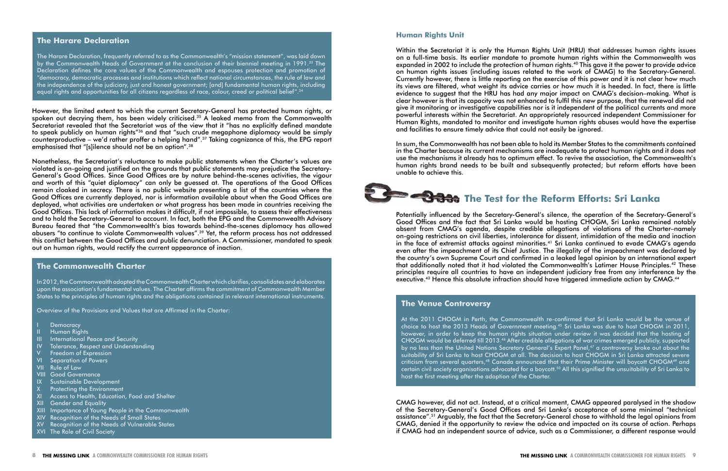### The Harare Declaration

The Harare Declaration, frequently referred to as the Commonwealth's "mission statement", was laid down by the Commonwealth Heads of Government at the conclusion of their biennial meeting in 1991.[33] The Declaration defines the core values of the Commonwealth and espouses protection and promotion of "democracy, democratic processes and institutions which reflect national circumstances, the rule of law and the independence of the judiciary, just and honest government; [and] fundamental human rights, including equal rights and opportunities for all citizens regardless of race, colour, creed or political belief".[34]

However, the limited extent to which the current Secretary-General has protected human rights, or spoken out decrying them, has been widely criticised.[35] A leaked memo from the Commonwealth Secretariat revealed that the Secretariat was of the view that it "has no explicitly defined mandate to speak publicly on human rights"[36] and that "such crude megaphone diplomacy would be simply counterproductive – we'd rather proffer a helping hand".[37] Taking cognizance of this, the EPG report emphasised that "[s]ilence should not be an option".[38]

Nonetheless, the Secretariat's reluctance to make public statements when the Charter's values are violated is on-going and justified on the grounds that public statements may prejudice the Secretary-General's Good Offices. Since Good Offices are by nature behind-the-scenes activities, the vigour and worth of this "quiet diplomacy" can only be guessed at. The operations of the Good Offices remain cloaked in secrecy. There is no public website presenting a list of the countries where the Good Offices are currently deployed, nor is information available about when the Good Offices are deployed, what activities are undertaken or what progress has been made in countries receiving the Good Offices. This lack of information makes it difficult, if not impossible, to assess their effectiveness and to hold the Secretary-General to account. In fact, both the EPG and the Commonwealth Advisory Bureau feared that "the Commonwealth's bias towards behind-the-scenes diplomacy has allowed abusers "to continue to violate Commonwealth values".[39] Yet, the reform process has not addressed this conflict between the Good Offices and public denunciation. A Commissioner, mandated to speak out on human rights, would rectify the current appearance of inaction.

### The Commonwealth Charter

In 2012, the Commonwealth adopted the Commonwealth Charter which clarifies, consolidates and elaborates upon the association's fundamental values. The Charter affirms the commitment of Commonwealth Member States to the principles of human rights and the obligations contained in relevant international instruments.

Overview of the Provisions and Values that are Affirmed in the Charter:

- I Democracy
- II Human Rights
- III International Peace and Security
- IV Tolerance, Respect and Understanding
- V Freedom of Expression
- VI Separation of Powers
- VII Rule of Law
- VIII Good Governance
- IX Sustainable Development
- X Protecting the Environment
- XI Access to Health, Education, Food and Shelter
- XII Gender and Equality
- XIII Importance of Young People in the Commonwealth
- XIV Recognition of the Needs of Small States
- XV Recognition of the Needs of Vulnerable States
- XVI The Role of Civil Society

### Human Rights Unit

Within the Secretariat it is only the Human Rights Unit (HRU) that addresses human rights issues on a full-time basis. Its earlier mandate to promote human rights within the Commonwealth was expanded in 2002 to include the protection of human rights.[40] This gave it the power to provide advice on human rights issues (including issues related to the work of CMAG) to the Secretary-General. Currently however, there is little reporting on the exercise of this power and it is not clear how much its views are filtered, what weight its advice carries or how much it is heeded. In fact, there is little evidence to suggest that the HRU has had any major impact on CMAG's decision–making. What is clear however is that its capacity was not enhanced to fulfil this new purpose, that the renewal did not give it monitoring or investigative capabilities nor is it independent of the political currents and more powerful interests within the Secretariat. An appropriately resourced independent Commissioner for Human Rights, mandated to monitor and investigate human rights abuses would have the expertise and facilities to ensure timely advice that could not easily be ignored.

In sum, the Commonwealth has not been able to hold its Member States to the commitments contained in the Charter because its current mechanisms are inadequate to protect human rights and it does not use the mechanisms it already has to optimum effect. To revive the association, the Commonwealth's human rights brand needs to be built and subsequently protected; but reform efforts have been unable to achieve this.

## The Test for the Reform Efforts: Sri Lanka

Potentially influenced by the Secretary-General's silence, the operation of the Secretary-General's Good Offices and the fact that Sri Lanka would be hosting CHOGM, Sri Lanka remained notably absent from CMAG's agenda, despite credible allegations of violations of the Charter–namely on-going restrictions on civil liberties, intolerance for dissent, intimidation of the media and inaction in the face of extremist attacks against minorities.[41] Sri Lanka continued to evade CMAG's agenda even after the impeachment of its Chief Justice. The illegality of the impeachment was declared by the country's own Supreme Court and confirmed in a leaked legal opinion by an international expert that additionally noted that it had violated the Commonwealth's Latimer House Principles.[42] These principles require all countries to have an independent judiciary free from any interference by the executive.[43] Hence this absolute infraction should have triggered immediate action by CMAG.[44]

### The Venue Controversy

At the 2011 CHOGM in Perth, the Commonwealth re-confirmed that Sri Lanka would be the venue of choice to host the 2013 Heads of Government meeting.[45] Sri Lanka was due to host CHOGM in 2011, however, in order to keep the human rights situation under review it was decided that the hosting of CHOGM would be deferred till 2013.[46] After credible allegations of war crimes emerged publicly, supported by no less than the United Nations Secretary General's Expert Panel,[47] a controversy broke out about the suitability of Sri Lanka to host CHOGM at all. The decision to host CHOGM in Sri Lanka attracted severe criticism from several quarters,[48] Canada announced that their Prime Minister will boycott CHOGM[49] and certain civil society organisations advocated for a boycott.[50] All this signified the unsuitability of Sri Lanka to host the first meeting after the adoption of the Charter.

CMAG however, did not act. Instead, at a critical moment, CMAG appeared paralysed in the shadow of the Secretary-General's Good Offices and Sri Lanka's acceptance of some minimal "technical assistance".[51] Arguably, the fact that the Secretary-General chose to withhold the legal opinions from CMAG, denied it the opportunity to review the advice and impacted on its course of action. Perhaps if CMAG had an independent source of advice, such as a Commissioner, a different response would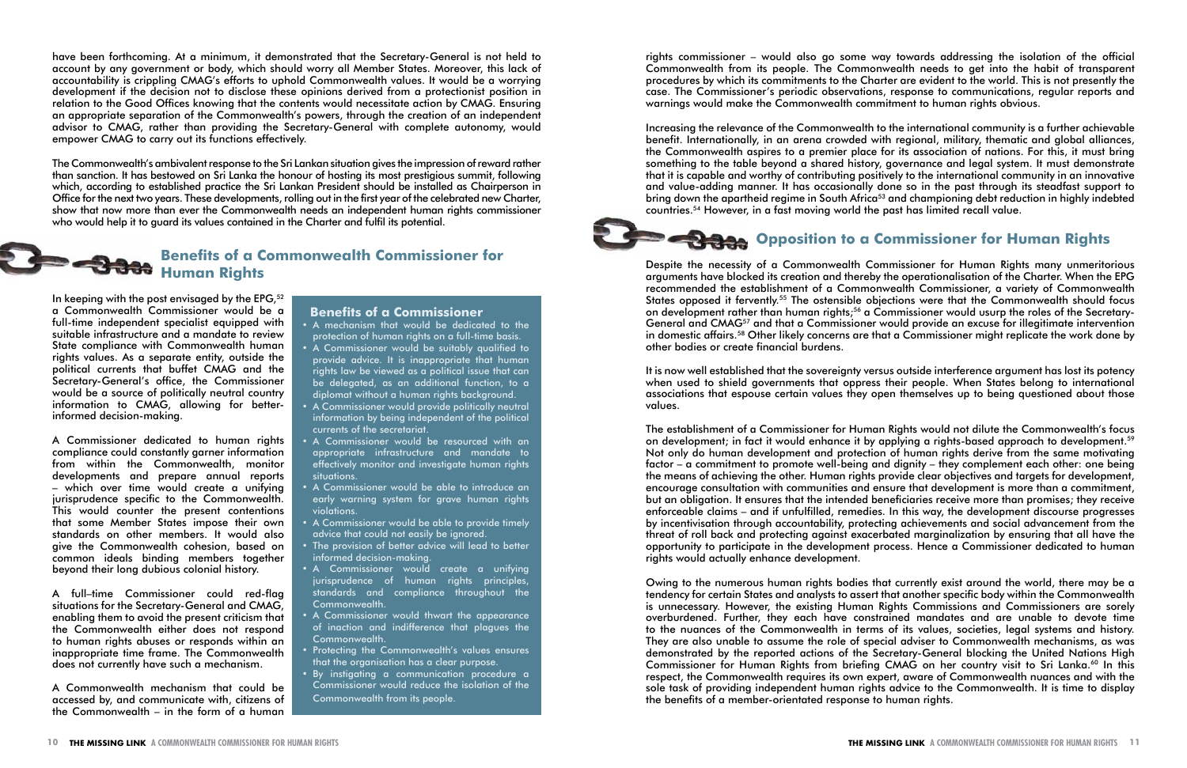have been forthcoming. At a minimum, it demonstrated that the Secretary-General is not held to account by any government or body, which should worry all Member States. Moreover, this lack of accountability is crippling CMAG's efforts to uphold Commonwealth values. It would be a worrying development if the decision not to disclose these opinions derived from a protectionist position in relation to the Good Offices knowing that the contents would necessitate action by CMAG. Ensuring an appropriate separation of the Commonwealth's powers, through the creation of an independent advisor to CMAG, rather than providing the Secretary-General with complete autonomy, would empower CMAG to carry out its functions effectively.

The Commonwealth's ambivalent response to the Sri Lankan situation gives the impression of reward rather than sanction. It has bestowed on Sri Lanka the honour of hosting its most prestigious summit, following which, according to established practice the Sri Lankan President should be installed as Chairperson in Office for the next two years. These developments, rolling out in the first year of the celebrated new Charter, show that now more than ever the Commonwealth needs an independent human rights commissioner who would help it to guard its values contained in the Charter and fulfil its potential.

## Benefits of a Commonwealth Commissioner for Human Rights

In keeping with the post envisaged by the EPG,[52] a Commonwealth Commissioner would be a full-time independent specialist equipped with suitable infrastructure and a mandate to review State compliance with Commonwealth human rights values. As a separate entity, outside the political currents that buffet CMAG and the Secretary-General's office, the Commissioner would be a source of politically neutral country information to CMAG, allowing for better-informed decision-making.

A Commissioner dedicated to human rights compliance could constantly garner information from within the Commonwealth, monitor developments and prepare annual reports – which over time would create a unifying jurisprudence specific to the Commonwealth. This would counter the present contentions that some Member States impose their own standards on other members. It would also give the Commonwealth cohesion, based on common ideals binding members together beyond their long dubious colonial history.

A full–time Commissioner could red-flag situations for the Secretary-General and CMAG, enabling them to avoid the present criticism that the Commonwealth either does not respond to human rights abuses or responds within an inappropriate time frame. The Commonwealth does not currently have such a mechanism.

A Commonwealth mechanism that could be accessed by, and communicate with, citizens of the Commonwealth – in the form of a human rights commissioner – would also go some way towards addressing the isolation of the official Commonwealth from its people. The Commonwealth needs to get into the habit of transparent procedures by which its commitments to the Charter are evident to the world. This is not presently the case. The Commissioner's periodic observations, response to communications, regular reports and warnings would make the Commonwealth commitment to human rights obvious.

Increasing the relevance of the Commonwealth to the international community is a further achievable benefit. Internationally, in an arena crowded with regional, military, thematic and global alliances, the Commonwealth aspires to a premier place for its association of nations. For this, it must bring something to the table beyond a shared history, governance and legal system. It must demonstrate that it is capable and worthy of contributing positively to the international community in an innovative and value-adding manner. It has occasionally done so in the past through its steadfast support to bring down the apartheid regime in South Africa[53] and championing debt reduction in highly indebted countries.[54] However, in a fast moving world the past has limited recall value.

### Benefits of a Commissioner

- A mechanism that would be dedicated to the protection of human rights on a full-time basis.
- A Commissioner would be suitably qualified to provide advice. It is inappropriate that human rights law be viewed as a political issue that can be delegated, as an additional function, to a diplomat without a human rights background.
- A Commissioner would provide politically neutral information by being independent of the political currents of the secretariat.
- A Commissioner would be resourced with an appropriate infrastructure and mandate to effectively monitor and investigate human rights situations.
- A Commissioner would be able to introduce an early warning system for grave human rights violations.
- A Commissioner would be able to provide timely advice that could not easily be ignored.
- The provision of better advice will lead to better informed decision-making.
- A Commissioner would create a unifying jurisprudence of human rights principles, standards and compliance throughout the Commonwealth.
- A Commissioner would thwart the appearance of inaction and indifference that plagues the Commonwealth.
- Protecting the Commonwealth's values ensures that the organisation has a clear purpose.
- By instigating a communication procedure a Commissioner would reduce the isolation of the Commonwealth from its people.

## Opposition to a Commissioner for Human Rights

Despite the necessity of a Commonwealth Commissioner for Human Rights many unmeritorious arguments have blocked its creation and thereby the operationalisation of the Charter. When the EPG recommended the establishment of a Commonwealth Commissioner, a variety of Commonwealth States opposed it fervently.[55] The ostensible objections were that the Commonwealth should focus on development rather than human rights;[56] a Commissioner would usurp the roles of the Secretary-General and CMAG[57] and that a Commissioner would provide an excuse for illegitimate intervention in domestic affairs.[58] Other likely concerns are that a Commissioner might replicate the work done by other bodies or create financial burdens.

It is now well established that the sovereignty versus outside interference argument has lost its potency when used to shield governments that oppress their people. When States belong to international associations that espouse certain values they open themselves up to being questioned about those values.

The establishment of a Commissioner for Human Rights would not dilute the Commonwealth's focus on development; in fact it would enhance it by applying a rights-based approach to development.[59] Not only do human development and protection of human rights derive from the same motivating factor – a commitment to promote well-being and dignity – they complement each other: one being the means of achieving the other. Human rights provide clear objectives and targets for development, encourage consultation with communities and ensure that development is more than a commitment, but an obligation. It ensures that the intended beneficiaries receive more than promises; they receive enforceable claims – and if unfulfilled, remedies. In this way, the development discourse progresses by incentivisation through accountability, protecting achievements and social advancement from the threat of roll back and protecting against exacerbated marginalization by ensuring that all have the opportunity to participate in the development process. Hence a Commissioner dedicated to human rights would actually enhance development.

Owing to the numerous human rights bodies that currently exist around the world, there may be a tendency for certain States and analysts to assert that another specific body within the Commonwealth is unnecessary. However, the existing Human Rights Commissions and Commissioners are sorely overburdened. Further, they each have constrained mandates and are unable to devote time to the nuances of the Commonwealth in terms of its values, societies, legal systems and history. They are also unable to assume the role of special adviser to Commonwealth mechanisms, as was demonstrated by the reported actions of the Secretary-General blocking the United Nations High Commissioner for Human Rights from briefing CMAG on her country visit to Sri Lanka.[60] In this respect, the Commonwealth requires its own expert, aware of Commonwealth nuances and with the sole task of providing independent human rights advice to the Commonwealth. It is time to display the benefits of a member-orientated response to human rights.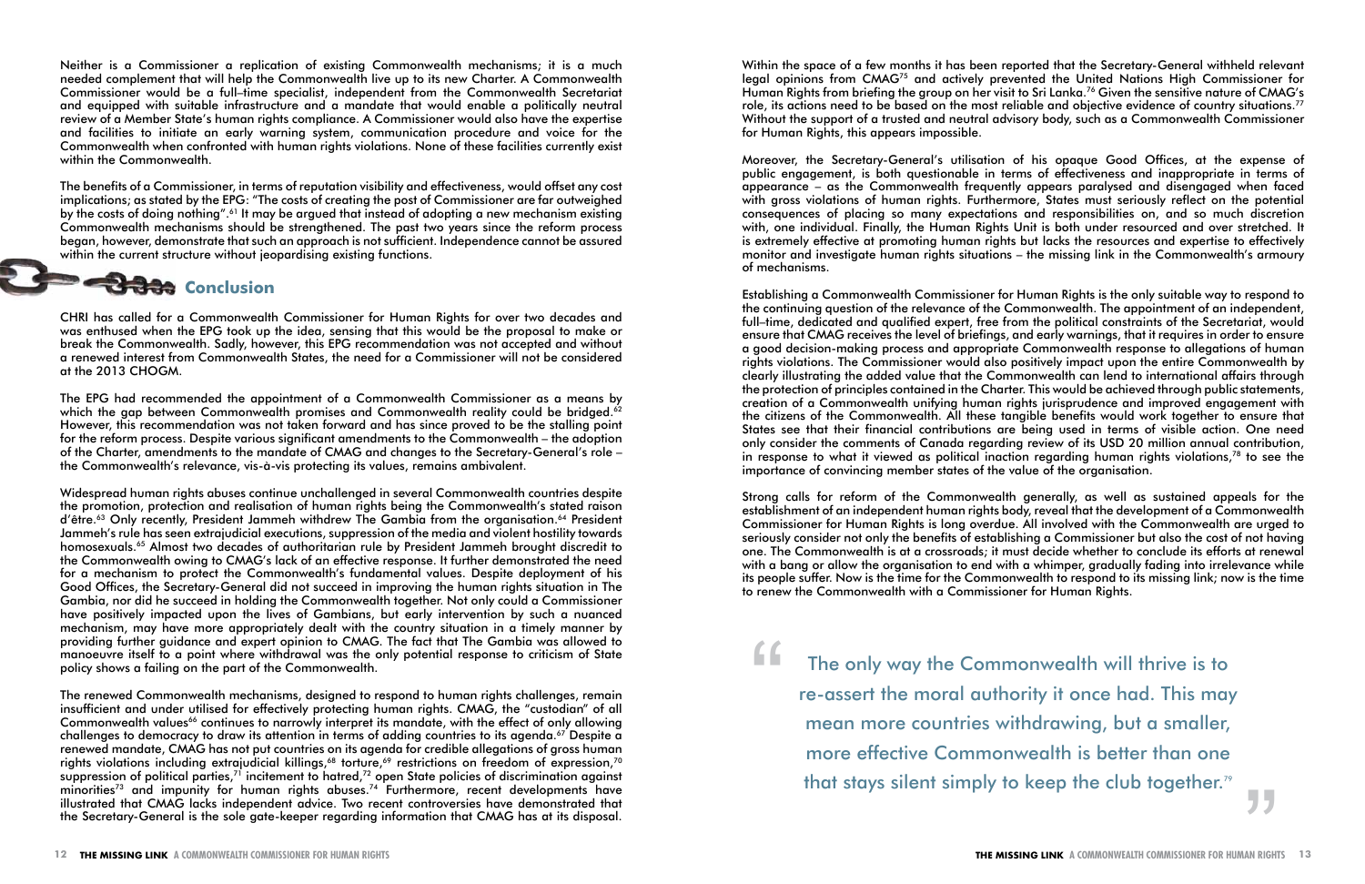Neither is a Commissioner a replication of existing Commonwealth mechanisms; it is a much needed complement that will help the Commonwealth live up to its new Charter. A Commonwealth Commissioner would be a full–time specialist, independent from the Commonwealth Secretariat and equipped with suitable infrastructure and a mandate that would enable a politically neutral review of a Member State's human rights compliance. A Commissioner would also have the expertise and facilities to initiate an early warning system, communication procedure and voice for the Commonwealth when confronted with human rights violations. None of these facilities currently exist within the Commonwealth.

The benefits of a Commissioner, in terms of reputation visibility and effectiveness, would offset any cost implications; as stated by the EPG: "The costs of creating the post of Commissioner are far outweighed by the costs of doing nothing".[61] It may be argued that instead of adopting a new mechanism existing Commonwealth mechanisms should be strengthened. The past two years since the reform process began, however, demonstrate that such an approach is not sufficient. Independence cannot be assured within the current structure without jeopardising existing functions.

## Conclusion

CHRI has called for a Commonwealth Commissioner for Human Rights for over two decades and was enthused when the EPG took up the idea, sensing that this would be the proposal to make or break the Commonwealth. Sadly, however, this EPG recommendation was not accepted and without a renewed interest from Commonwealth States, the need for a Commissioner will not be considered at the 2013 CHOGM.

The EPG had recommended the appointment of a Commonwealth Commissioner as a means by which the gap between Commonwealth promises and Commonwealth reality could be bridged.[62] However, this recommendation was not taken forward and has since proved to be the stalling point for the reform process. Despite various significant amendments to the Commonwealth – the adoption of the Charter, amendments to the mandate of CMAG and changes to the Secretary-General's role – the Commonwealth's relevance, vis-à-vis protecting its values, remains ambivalent.

Widespread human rights abuses continue unchallenged in several Commonwealth countries despite the promotion, protection and realisation of human rights being the Commonwealth's stated raison d'être.[63] Only recently, President Jammeh withdrew The Gambia from the organisation.[64] President Jammeh's rule has seen extrajudicial executions, suppression of the media and violent hostility towards homosexuals.[65] Almost two decades of authoritarian rule by President Jammeh brought discredit to the Commonwealth owing to CMAG's lack of an effective response. It further demonstrated the need for a mechanism to protect the Commonwealth's fundamental values. Despite deployment of his Good Offices, the Secretary-General did not succeed in improving the human rights situation in The Gambia, nor did he succeed in holding the Commonwealth together. Not only could a Commissioner have positively impacted upon the lives of Gambians, but early intervention by such a nuanced mechanism, may have more appropriately dealt with the country situation in a timely manner by providing further guidance and expert opinion to CMAG. The fact that The Gambia was allowed to manoeuvre itself to a point where withdrawal was the only potential response to criticism of State policy shows a failing on the part of the Commonwealth.

The renewed Commonwealth mechanisms, designed to respond to human rights challenges, remain insufficient and under utilised for effectively protecting human rights. CMAG, the "custodian" of all Commonwealth values[66] continues to narrowly interpret its mandate, with the effect of only allowing challenges to democracy to draw its attention in terms of adding countries to its agenda.[67] Despite a renewed mandate, CMAG has not put countries on its agenda for credible allegations of gross human rights violations including extrajudicial killings,[68] torture,[69] restrictions on freedom of expression,[70] suppression of political parties,[71] incitement to hatred,[72] open State policies of discrimination against minorities[73] and impunity for human rights abuses.[74] Furthermore, recent developments have illustrated that CMAG lacks independent advice. Two recent controversies have demonstrated that the Secretary-General is the sole gate-keeper regarding information that CMAG has at its disposal.

Within the space of a few months it has been reported that the Secretary-General withheld relevant legal opinions from CMAG[75] and actively prevented the United Nations High Commissioner for Human Rights from briefing the group on her visit to Sri Lanka.[76] Given the sensitive nature of CMAG's role, its actions need to be based on the most reliable and objective evidence of country situations.[77] Without the support of a trusted and neutral advisory body, such as a Commonwealth Commissioner for Human Rights, this appears impossible.

Moreover, the Secretary-General's utilisation of his opaque Good Offices, at the expense of public engagement, is both questionable in terms of effectiveness and inappropriate in terms of appearance – as the Commonwealth frequently appears paralysed and disengaged when faced with gross violations of human rights. Furthermore, States must seriously reflect on the potential consequences of placing so many expectations and responsibilities on, and so much discretion with, one individual. Finally, the Human Rights Unit is both under resourced and over stretched. It is extremely effective at promoting human rights but lacks the resources and expertise to effectively monitor and investigate human rights situations – the missing link in the Commonwealth's armoury of mechanisms.

Establishing a Commonwealth Commissioner for Human Rights is the only suitable way to respond to the continuing question of the relevance of the Commonwealth. The appointment of an independent, full–time, dedicated and qualified expert, free from the political constraints of the Secretariat, would ensure that CMAG receives the level of briefings, and early warnings, that it requires in order to ensure a good decision-making process and appropriate Commonwealth response to allegations of human rights violations. The Commissioner would also positively impact upon the entire Commonwealth by clearly illustrating the added value that the Commonwealth can lend to international affairs through the protection of principles contained in the Charter. This would be achieved through public statements, creation of a Commonwealth unifying human rights jurisprudence and improved engagement with the citizens of the Commonwealth. All these tangible benefits would work together to ensure that States see that their financial contributions are being used in terms of visible action. One need only consider the comments of Canada regarding review of its USD 20 million annual contribution, in response to what it viewed as political inaction regarding human rights violations,[78] to see the importance of convincing member states of the value of the organisation.

Strong calls for reform of the Commonwealth generally, as well as sustained appeals for the establishment of an independent human rights body, reveal that the development of a Commonwealth Commissioner for Human Rights is long overdue. All involved with the Commonwealth are urged to seriously consider not only the benefits of establishing a Commissioner but also the cost of not having one. The Commonwealth is at a crossroads; it must decide whether to conclude its efforts at renewal with a bang or allow the organisation to end with a whimper, gradually fading into irrelevance while its people suffer. Now is the time for the Commonwealth to respond to its missing link; now is the time to renew the Commonwealth with a Commissioner for Human Rights.

> "The only way the Commonwealth will thrive is to re-assert the moral authority it once had. This may mean more countries withdrawing, but a smaller, more effective Commonwealth is better than one that stays silent simply to keep the club together.[79]"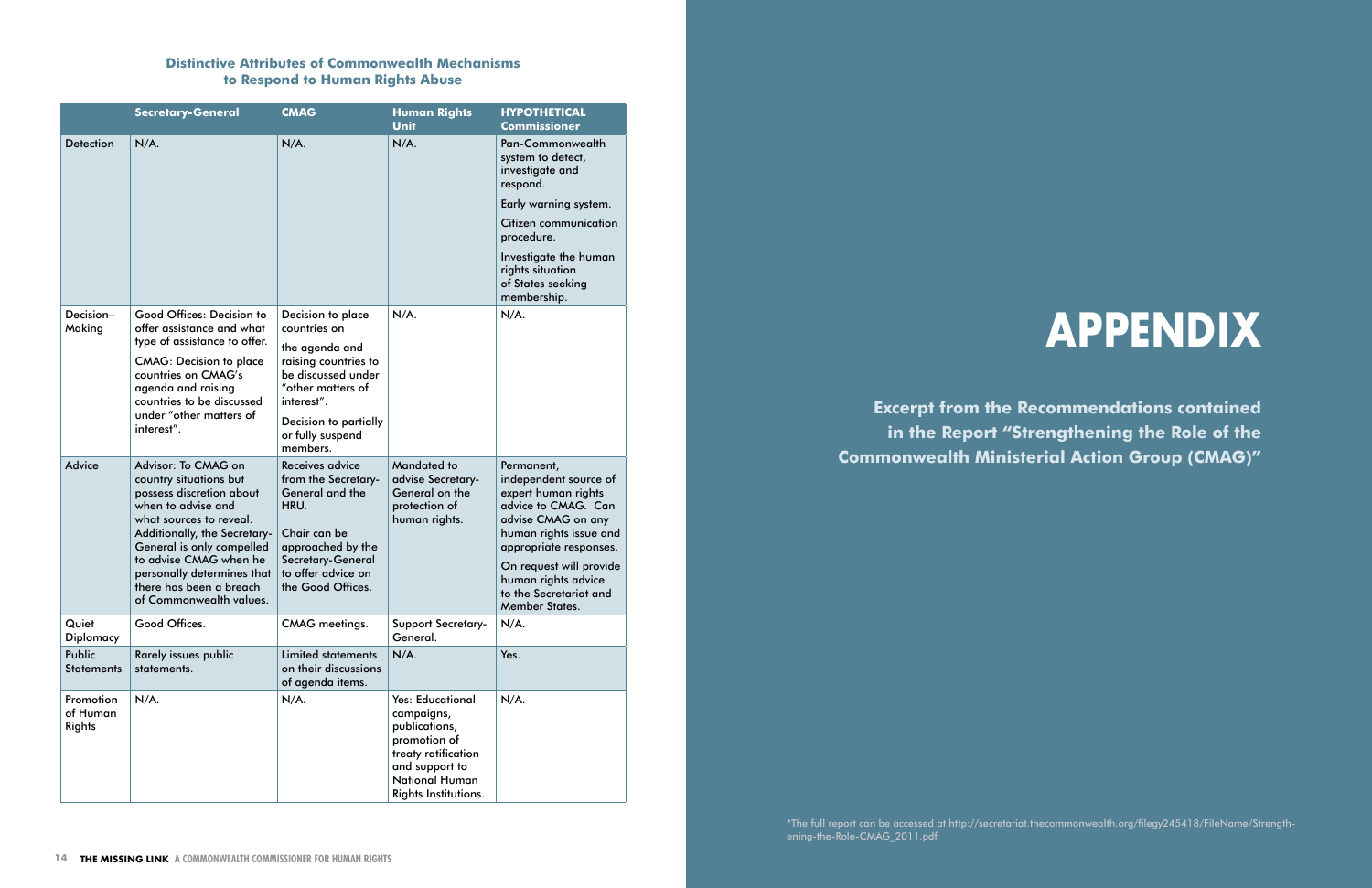### Distinctive Attributes of Commonwealth Mechanisms to Respond to Human Rights Abuse

| | Secretary-General | CMAG | Human Rights Unit | HYPOTHETICAL Commissioner |
|---|---|---|---|---|
| Detection | N/A. | N/A. | N/A. | Pan-Commonwealth system to detect, investigate and respond. Early warning system. Citizen communication procedure. Investigate the human rights situation of States seeking membership. |
| Decision–Making | Good Offices: Decision to offer assistance and what type of assistance to offer. CMAG: Decision to place countries on CMAG's agenda and raising countries to be discussed under "other matters of interest". | Decision to place countries on the agenda and raising countries to be discussed under "other matters of interest". Decision to partially or fully suspend members. | N/A. | N/A. |
| Advice | Advisor: To CMAG on country situations but possess discretion about when to advise and what sources to reveal. Additionally, the Secretary-General is only compelled to advise CMAG when he personally determines that there has been a breach of Commonwealth values. | Receives advice from the Secretary-General and the HRU. Chair can be approached by the Secretary-General to offer advice on the Good Offices. | Mandated to advise Secretary-General on the protection of human rights. | Permanent, independent source of expert human rights advice to CMAG. Can advise CMAG on any human rights issue and appropriate responses. On request will provide human rights advice to the Secretariat and Member States. |
| Quiet Diplomacy | Good Offices. | CMAG meetings. | Support Secretary-General. | N/A. |
| Public Statements | Rarely issues public statements. | Limited statements on their discussions of agenda items. | N/A. | Yes. |
| Promotion of Human Rights | N/A. | N/A. | Yes: Educational campaigns, publications, promotion of treaty ratification and support to National Human Rights Institutions. | N/A. |

# APPENDIX

## Excerpt from the Recommendations contained in the Report "Strengthening the Role of the Commonwealth Ministerial Action Group (CMAG)"

*The full report can be accessed at http://secretariat.thecommonwealth.org/filegy245418/FileName/Strengthening-the-Role-CMAG_2011.pdf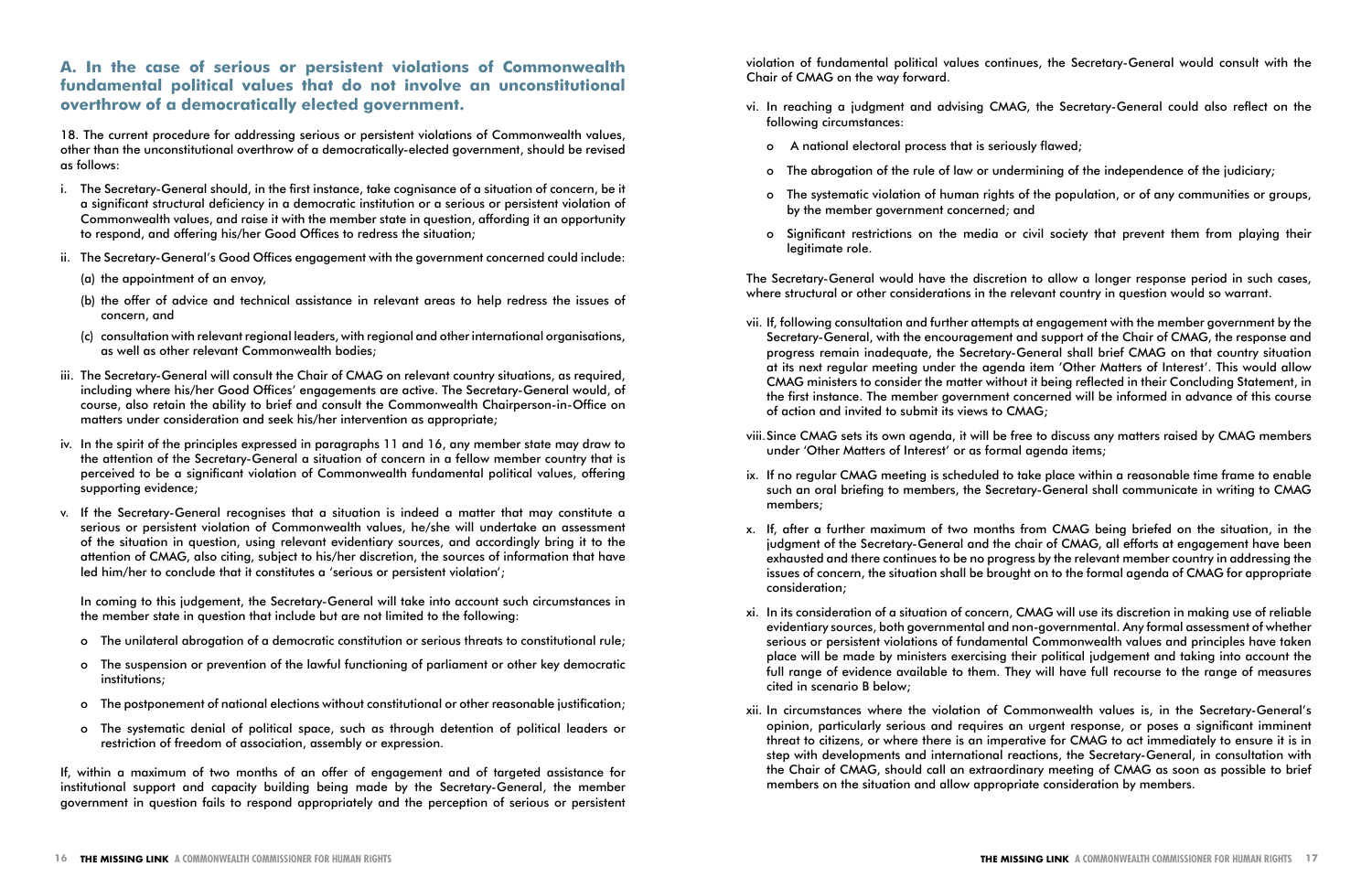### A. In the case of serious or persistent violations of Commonwealth fundamental political values that do not involve an unconstitutional overthrow of a democratically elected government.

18. The current procedure for addressing serious or persistent violations of Commonwealth values, other than the unconstitutional overthrow of a democratically-elected government, should be revised as follows:

i. The Secretary-General should, in the first instance, take cognisance of a situation of concern, be it a significant structural deficiency in a democratic institution or a serious or persistent violation of Commonwealth values, and raise it with the member state in question, affording it an opportunity to respond, and offering his/her Good Offices to redress the situation;

ii. The Secretary-General's Good Offices engagement with the government concerned could include:

   (a) the appointment of an envoy,

   (b) the offer of advice and technical assistance in relevant areas to help redress the issues of concern, and

   (c) consultation with relevant regional leaders, with regional and other international organisations, as well as other relevant Commonwealth bodies;

iii. The Secretary-General will consult the Chair of CMAG on relevant country situations, as required, including where his/her Good Offices' engagements are active. The Secretary-General would, of course, also retain the ability to brief and consult the Commonwealth Chairperson-in-Office on matters under consideration and seek his/her intervention as appropriate;

iv. In the spirit of the principles expressed in paragraphs 11 and 16, any member state may draw to the attention of the Secretary-General a situation of concern in a fellow member country that is perceived to be a significant violation of Commonwealth fundamental political values, offering supporting evidence;

v. If the Secretary-General recognises that a situation is indeed a matter that may constitute a serious or persistent violation of Commonwealth values, he/she will undertake an assessment of the situation in question, using relevant evidentiary sources, and accordingly bring it to the attention of CMAG, also citing, subject to his/her discretion, the sources of information that have led him/her to conclude that it constitutes a 'serious or persistent violation';

   In coming to this judgement, the Secretary-General will take into account such circumstances in the member state in question that include but are not limited to the following:

   - The unilateral abrogation of a democratic constitution or serious threats to constitutional rule;
   - The suspension or prevention of the lawful functioning of parliament or other key democratic institutions;
   - The postponement of national elections without constitutional or other reasonable justification;
   - The systematic denial of political space, such as through detention of political leaders or restriction of freedom of association, assembly or expression.

If, within a maximum of two months of an offer of engagement and of targeted assistance for institutional support and capacity building being made by the Secretary-General, the member government in question fails to respond appropriately and the perception of serious or persistent violation of fundamental political values continues, the Secretary-General would consult with the Chair of CMAG on the way forward.

vi. In reaching a judgment and advising CMAG, the Secretary-General could also reflect on the following circumstances:

   - A national electoral process that is seriously flawed;
   - The abrogation of the rule of law or undermining of the independence of the judiciary;
   - The systematic violation of human rights of the population, or of any communities or groups, by the member government concerned; and
   - Significant restrictions on the media or civil society that prevent them from playing their legitimate role.

The Secretary-General would have the discretion to allow a longer response period in such cases, where structural or other considerations in the relevant country in question would so warrant.

vii. If, following consultation and further attempts at engagement with the member government by the Secretary-General, with the encouragement and support of the Chair of CMAG, the response and progress remain inadequate, the Secretary-General shall brief CMAG on that country situation at its next regular meeting under the agenda item 'Other Matters of Interest'. This would allow CMAG ministers to consider the matter without it being reflected in their Concluding Statement, in the first instance. The member government concerned will be informed in advance of this course of action and invited to submit its views to CMAG;

viii. Since CMAG sets its own agenda, it will be free to discuss any matters raised by CMAG members under 'Other Matters of Interest' or as formal agenda items;

ix. If no regular CMAG meeting is scheduled to take place within a reasonable time frame to enable such an oral briefing to members, the Secretary-General shall communicate in writing to CMAG members;

x. If, after a further maximum of two months from CMAG being briefed on the situation, in the judgment of the Secretary-General and the chair of CMAG, all efforts at engagement have been exhausted and there continues to be no progress by the relevant member country in addressing the issues of concern, the situation shall be brought on to the formal agenda of CMAG for appropriate consideration;

xi. In its consideration of a situation of concern, CMAG will use its discretion in making use of reliable evidentiary sources, both governmental and non-governmental. Any formal assessment of whether serious or persistent violations of fundamental Commonwealth values and principles have taken place will be made by ministers exercising their political judgement and taking into account the full range of evidence available to them. They will have full recourse to the range of measures cited in scenario B below;

xii. In circumstances where the violation of Commonwealth values is, in the Secretary-General's opinion, particularly serious and requires an urgent response, or poses a significant imminent threat to citizens, or where there is an imperative for CMAG to act immediately to ensure it is in step with developments and international reactions, the Secretary-General, in consultation with the Chair of CMAG, should call an extraordinary meeting of CMAG as soon as possible to brief members on the situation and allow appropriate consideration by members.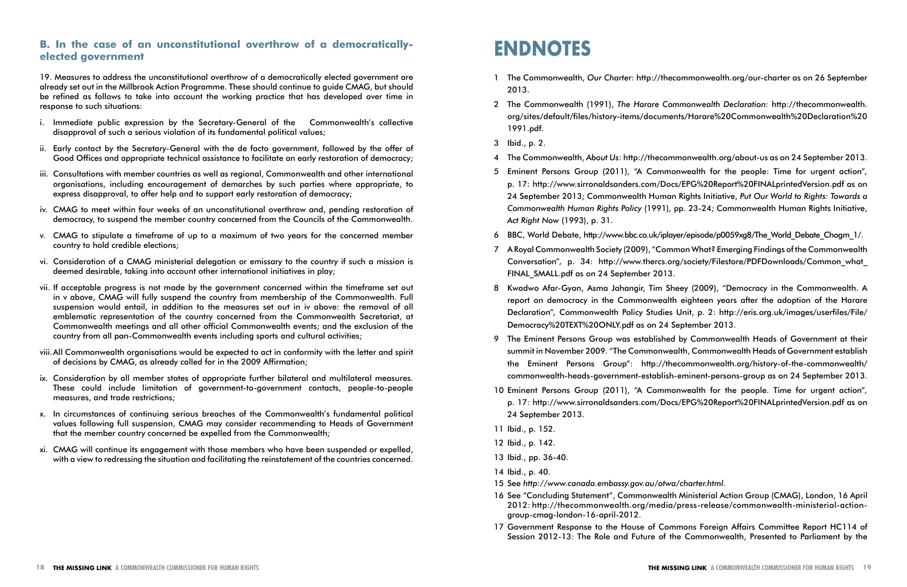### B. In the case of an unconstitutional overthrow of a democratically-elected government

19. Measures to address the unconstitutional overthrow of a democratically elected government are already set out in the Millbrook Action Programme. These should continue to guide CMAG, but should be refined as follows to take into account the working practice that has developed over time in response to such situations:

i. Immediate public expression by the Secretary-General of the Commonwealth's collective disapproval of such a serious violation of its fundamental political values;

ii. Early contact by the Secretary-General with the de facto government, followed by the offer of Good Offices and appropriate technical assistance to facilitate an early restoration of democracy;

iii. Consultations with member countries as well as regional, Commonwealth and other international organisations, including encouragement of demarches by such parties where appropriate, to express disapproval, to offer help and to support early restoration of democracy;

iv. CMAG to meet within four weeks of an unconstitutional overthrow and, pending restoration of democracy, to suspend the member country concerned from the Councils of the Commonwealth.

v. CMAG to stipulate a timeframe of up to a maximum of two years for the concerned member country to hold credible elections;

vi. Consideration of a CMAG ministerial delegation or emissary to the country if such a mission is deemed desirable, taking into account other international initiatives in play;

vii. If acceptable progress is not made by the government concerned within the timeframe set out in v above, CMAG will fully suspend the country from membership of the Commonwealth. Full suspension would entail, in addition to the measures set out in iv above: the removal of all emblematic representation of the country concerned from the Commonwealth Secretariat, at Commonwealth meetings and all other official Commonwealth events; and the exclusion of the country from all pan-Commonwealth events including sports and cultural activities;

viii. All Commonwealth organisations would be expected to act in conformity with the letter and spirit of decisions by CMAG, as already called for in the 2009 Affirmation;

ix. Consideration by all member states of appropriate further bilateral and multilateral measures. These could include limitation of government-to-government contacts, people-to-people measures, and trade restrictions;

x. In circumstances of continuing serious breaches of the Commonwealth's fundamental political values following full suspension, CMAG may consider recommending to Heads of Government that the member country concerned be expelled from the Commonwealth;

xi. CMAG will continue its engagement with those members who have been suspended or expelled, with a view to redressing the situation and facilitating the reinstatement of the countries concerned.

# ENDNOTES

1 The Commonwealth, *Our Charter*: http://thecommonwealth.org/our-charter as on 26 September 2013.

2 The Commonwealth (1991), *The Harare Commonwealth Declaration:* http://thecommonwealth.org/sites/default/files/history-items/documents/Harare%20Commonwealth%20Declaration%201991.pdf.

3 Ibid., p. 2.

4 The Commonwealth, *About Us*: http://thecommonwealth.org/about-us as on 24 September 2013.

5 Eminent Persons Group (2011), "A Commonwealth for the people: Time for urgent action", p. 17: http://www.sironaldsanders.com/Docs/EPG%20Report%20FINALprintedVersion.pdf as on 24 September 2013; Commonwealth Human Rights Initiative, *Put Our World to Rights: Towards a Commonwealth Human Rights Policy* (1991), pp. 23-24; Commonwealth Human Rights Initiative, *Act Right Now* (1993), p. 31.

6 BBC, World Debate, http://www.bbc.co.uk/iplayer/episode/p0059xg8/The_World_Debate_Chogm_1/.

7 A Royal Commonwealth Society (2009), "Common What? Emerging Findings of the Commonwealth Conversation", p. 34: http://www.thercs.org/society/Filestore/PDFDownloads/Common_what_FINAL_SMALL.pdf as on 24 September 2013.

8 Kwadwo Afar-Gyan, Asma Jahangir, Tim Sheey (2009), "Democracy in the Commonwealth. A report on democracy in the Commonwealth eighteen years after the adoption of the Harare Declaration", Commonwealth Policy Studies Unit, p. 2: http://eris.org.uk/images/userfiles/File/Democracy%20TEXT%20ONLY.pdf as on 24 September 2013.

9 The Eminent Persons Group was established by Commonwealth Heads of Government at their summit in November 2009. "The Commonwealth, Commonwealth Heads of Government establish the Eminent Persons Group": http://thecommonwealth.org/history-of-the-commonwealth/commonwealth-heads-government-establish-eminent-persons-group as on 24 September 2013.

10 Eminent Persons Group (2011), "A Commonwealth for the people. Time for urgent action", p. 17: http://www.sironaldsanders.com/Docs/EPG%20Report%20FINALprintedVersion.pdf as on 24 September 2013.

11 Ibid., p. 152.

12 Ibid., p. 142.

13 Ibid., pp. 36-40.

14 Ibid., p. 40.

15 See *http://www.canada.embassy.gov.au/otwa/charter.html*.

16 See "Concluding Statement", Commonwealth Ministerial Action Group (CMAG), London, 16 April 2012: http://thecommonwealth.org/media/press-release/commonwealth-ministerial-action-group-cmag-london-16-april-2012.

17 Government Response to the House of Commons Foreign Affairs Committee Report HC114 of Session 2012-13: The Role and Future of the Commonwealth, Presented to Parliament by the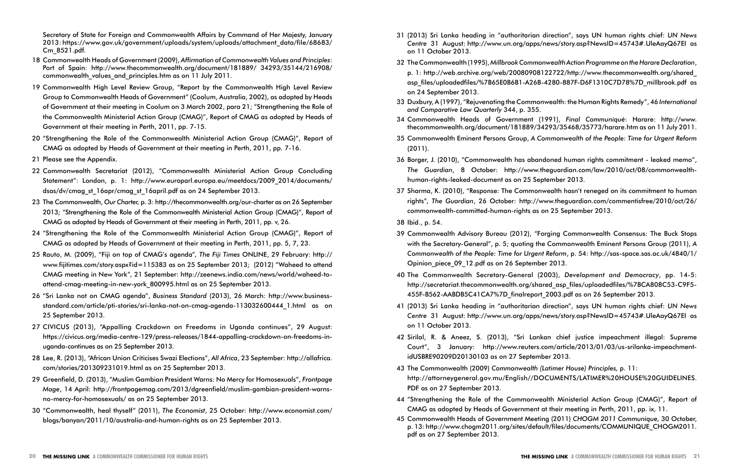Secretary of State for Foreign and Commonwealth Affairs by Command of Her Majesty, January 2013: https://www.gov.uk/government/uploads/system/uploads/attachment_data/file/68683/Cm_8521.pdf.

18 Commonwealth Heads of Government (2009), *Affirmation of Commonwealth Values and Principles*: Port of Spain: http://www.thecommonwealth.org/document/181889/ 34293/35144/216908/commonwealth_values_and_principles.htm as on 11 July 2011.

19 Commonwealth High Level Review Group, "Report by the Commonwealth High Level Review Group to Commonwealth Heads of Government" (Coolum, Australia, 2002), as adopted by Heads of Government at their meeting in Coolum on 3 March 2002, para 21; "Strengthening the Role of the Commonwealth Ministerial Action Group (CMAG)", Report of CMAG as adopted by Heads of Government at their meeting in Perth, 2011, pp. 7-15.

20 "Strengthening the Role of the Commonwealth Ministerial Action Group (CMAG)", Report of CMAG as adopted by Heads of Government at their meeting in Perth, 2011, pp. 7-16.

21 Please see the Appendix.

22 Commonwealth Secretariat (2012), "Commonwealth Ministerial Action Group Concluding Statement": London, p. 1: http://www.europarl.europa.eu/meetdocs/2009_2014/documents/dsas/dv/cmag_st_16apr/cmag_st_16april.pdf as on 24 September 2013.

23 The Commonwealth, *Our Charter*, p. 3: http://thecommonwealth.org/our-charter as on 26 September 2013; "Strengthening the Role of the Commonwealth Ministerial Action Group (CMAG)", Report of CMAG as adopted by Heads of Government at their meeting in Perth, 2011, pp. v, 26.

24 "Strengthening the Role of the Commonwealth Ministerial Action Group (CMAG)", Report of CMAG as adopted by Heads of Government at their meeting in Perth, 2011, pp. 5, 7, 23.

25 Rauto, M. (2009), "Fiji on top of CMAG's agenda", *The Fiji Times* ONLINE, 29 February: http://www.fijitimes.com/story.aspx?id=115383 as on 25 September 2013; (2012) "Waheed to attend CMAG meeting in New York", 21 September: http://zeenews.india.com/news/world/waheed-to-attend-cmag-meeting-in-new-york_800995.html as on 25 September 2013.

26 "Sri Lanka not on CMAG agenda", *Business Standard* (2013), 26 March: http://www.business-standard.com/article/pti-stories/sri-lanka-not-on-cmag-agenda-113032600444_1.html as on 25 September 2013.

27 CIVICUS (2013), "Appalling Crackdown on Freedoms in Uganda continues", 29 August: https://civicus.org/media-centre-129/press-releases/1844-appalling-crackdown-on-freedoms-in-uganda-continues as on 25 September 2013.

28 Lee, R. (2013), "African Union Criticises Swazi Elections", *All Africa*, 23 September: http://allafrica.com/stories/201309231019.html as on 25 September 2013.

29 Greenfield, D. (2013), "Muslim Gambian President Warns: No Mercy for Homosexuals", *Frontpage Mage*, 14 April: http://frontpagemag.com/2013/dgreenfield/muslim-gambian-president-warns-no-mercy-for-homosexuals/ as on 25 September 2013.

30 "Commonwealth, heal thyself" (2011), *The Economist*, 25 October: http://www.economist.com/blogs/banyan/2011/10/australia-and-human-rights as on 25 September 2013.

31 (2013) Sri Lanka heading in "authoritarian direction", says UN human rights chief: *UN News Centre* 31 August: http://www.un.org/apps/news/story.asp?NewsID=45743#.UleAayQ67EI as on 11 October 2013.

32 The Commonwealth (1995), *Millbrook Commonwealth Action Programme on the Harare Declaration*, p. 1: http://web.archive.org/web/20080908122722/http://www.thecommonwealth.org/shared_asp_files/uploadedfiles/%7B65E0B6B1-A26B-4280-887F-D6F1310C7D78%7D_millbrook.pdf as on 24 September 2013.

33 Duxbury, A (1997), "Rejuvenating the Commonwealth: the Human Rights Remedy", 46 *International and Comparative Law Quarterly* 344, p. 355.

34 Commonwealth Heads of Government (1991), *Final Communiqué*: Harare: http://www.thecommonwealth.org/document/181889/34293/35468/35773/harare.htm as on 11 July 2011.

35 Commonwealth Eminent Persons Group, *A Commonwealth of the People: Time for Urgent Reform* (2011).

36 Borger, J. (2010), "Commonwealth has abandoned human rights commitment - leaked memo", *The Guardian*, 8 October: http://www.theguardian.com/law/2010/oct/08/commonwealth-human-rights-leaked-document as on 25 September 2013.

37 Sharma, K. (2010), "Response: The Commonwealth hasn't reneged on its commitment to human rights", *The Guardian*, 26 October: http://www.theguardian.com/commentisfree/2010/oct/26/commonwealth-committed-human-rights as on 25 September 2013.

38 Ibid., p. 54.

39 Commonwealth Advisory Bureau (2012), "Forging Commonwealth Consensus: The Buck Stops with the Secretary-General", p. 5; quoting the Commonwealth Eminent Persons Group (2011), *A Commonwealth of the People: Time for Urgent Reform*, p. 54: http://sas-space.sas.ac.uk/4840/1/Opinion_piece_09_12.pdf as on 26 September 2013.

40 The Commonwealth Secretary-General (2003), *Development and Democracy*, pp. 14-5: http://secretariat.thecommonwealth.org/shared_asp_files/uploadedfiles/%7BCA808C53-C9F5-455F-B562-AABDB5C41CA7%7D_finalreport_2003.pdf as on 26 September 2013.

41 (2013) Sri Lanka heading in "authoritarian direction", says UN human rights chief: *UN News Centre* 31 August: http://www.un.org/apps/news/story.asp?NewsID=45743#.UleAayQ67EI as on 11 October 2013.

42 Sirilal, R. & Aneez, S. (2013), "Sri Lankan chief justice impeachment illegal: Supreme Court", 3 January: http://www.reuters.com/article/2013/01/03/us-srilanka-impeachment-idUSBRE90209D20130103 as on 27 September 2013.

43 The Commonwealth (2009) *Commonwealth (Latimer House) Principles,* p. 11: http://attorneygeneral.gov.mu/English//DOCUMENTS/LATIMER%20HOUSE%20GUIDELINES.PDF as on 27 September 2013.

44 "Strengthening the Role of the Commonwealth Ministerial Action Group (CMAG)", Report of CMAG as adopted by Heads of Government at their meeting in Perth, 2011, pp. ix, 11.

45 Commonwealth Heads of Government Meeting (2011) *CHOGM 2011 Communique,* 30 October, p. 13: http://www.chogm2011.org/sites/default/files/documents/COMMUNIQUE_CHOGM2011.pdf as on 27 September 2013.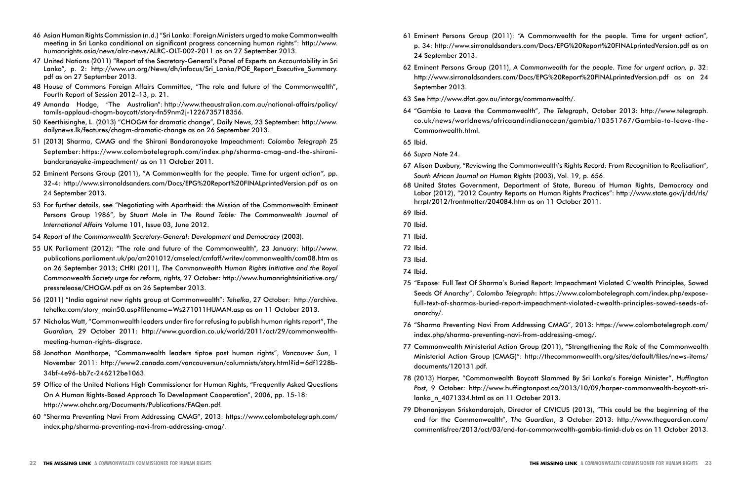46 Asian Human Rights Commission (n.d.) "Sri Lanka: Foreign Ministers urged to make Commonwealth meeting in Sri Lanka conditional on significant progress concerning human rights": http://www.humanrights.asia/news/alrc-news/ALRC-OLT-002-2011 as on 27 September 2013.

47 United Nations (2011) "Report of the Secretary-General's Panel of Experts on Accountability in Sri Lanka", p. 2: http://www.un.org/News/dh/infocus/Sri_Lanka/POE_Report_Executive_Summary.pdf as on 27 September 2013.

48 House of Commons Foreign Affairs Committee, "The role and future of the Commonwealth", Fourth Report of Session 2012–13, p. 21.

49 Amanda Hodge, "The Australian": http://www.theaustralian.com.au/national-affairs/policy/tamils-applaud-chogm-boycott/story-fn59nm2j-1226735718356.

50 Keerthisinghe, L. (2013) "CHOGM for dramatic change", Daily News, 23 September: http://www.dailynews.lk/features/chogm-dramatic-change as on 26 September 2013.

51 (2013) Sharma, CMAG and the Shirani Bandaranayake Impeachment: *Colombo Telegraph* 25 September: https://www.colombotelegraph.com/index.php/sharma-cmag-and-the-shirani-bandaranayake-impeachment/ as on 11 October 2011.

52 Eminent Persons Group (2011), "A Commonwealth for the people. Time for urgent action", pp. 32-4: http://www.sirronaldsanders.com/Docs/EPG%20Report%20FINALprintedVersion.pdf as on 24 September 2013.

53 For further details, see "Negotiating with Apartheid: the Mission of the Commonwealth Eminent Persons Group 1986", by Stuart Mole in *The Round Table: The Commonwealth Journal of International Affairs* Volume 101, Issue 03, June 2012.

54 *Report of the Commonwealth Secretary-General: Development and Democracy* (2003).

55 UK Parliament (2012): "The role and future of the Commonwealth", 23 January: http://www.publications.parliament.uk/pa/cm201012/cmselect/cmfaff/writev/commonwealth/com08.htm as on 26 September 2013; CHRI (2011), *The Commonwealth Human Rights Initiative and the Royal Commonwealth Society urge for reform, rights,* 27 October: http://www.humanrightsinitiative.org/pressrelease/CHOGM.pdf as on 26 September 2013.

56 (2011) "India against new rights group at Commonwealth": *Tehelka*, 27 October: http://archive.tehelka.com/story_main50.asp?filename=Ws271011HUMAN.asp as on 11 October 2013.

57 Nicholas Watt, "Commonwealth leaders under fire for refusing to publish human rights report", *The Guardian,* 29 October 2011: http://www.guardian.co.uk/world/2011/oct/29/commonwealth-meeting-human-rights-disgrace.

58 Jonathan Manthorpe, "Commonwealth leaders tiptoe past human rights", *Vancouver Sun*, 1 November 2011: http://www2.canada.com/vancouversun/columnists/story.html?id=6df1228b-34bf-4e96-bb7c-246212be1063.

59 Office of the United Nations High Commissioner for Human Rights, "Frequently Asked Questions On A Human Rights-Based Approach To Development Cooperation", 2006, pp. 15-18: http://www.ohchr.org/Documents/Publications/FAQen.pdf.

60 "Sharma Preventing Navi From Addressing CMAG", 2013: https://www.colombotelegraph.com/index.php/sharma-preventing-navi-from-addressing-cmag/.

61 Eminent Persons Group (2011): "A Commonwealth for the people. Time for urgent action", p. 34: http://www.sirronaldsanders.com/Docs/EPG%20Report%20FINALprintedVersion.pdf as on 24 September 2013.

62 Eminent Persons Group (2011), *A Commonwealth for the people. Time for urgent action,* p. 32: http://www.sirronaldsanders.com/Docs/EPG%20Report%20FINALprintedVersion.pdf as on 24 September 2013.

63 See http://www.dfat.gov.au/intorgs/commonwealth/.

64 "Gambia to Leave the Commonwealth", *The Telegraph*, October 2013: http://www.telegraph.co.uk/news/worldnews/africaandindianocean/gambia/10351767/Gambia-to-leave-the-Commonwealth.html.

65 Ibid.

66 *Supra Note* 24.

67 Alison Duxbury, "Reviewing the Commonwealth's Rights Record: From Recognition to Realisation", *South African Journal on Human Rights* (2003), Vol. 19, p. 656.

68 United States Government, Department of State, Bureau of Human Rights, Democracy and Labor (2012), "2012 Country Reports on Human Rights Practices": http://www.state.gov/j/drl/rls/hrrpt/2012/frontmatter/204084.htm as on 11 October 2011.

69 Ibid.

70 Ibid.

71 Ibid.

72 Ibid.

73 Ibid.

74 Ibid.

75 "Expose: Full Text Of Sharma's Buried Report: Impeachment Violated C'wealth Principles, Sowed Seeds Of Anarchy", *Colombo Telegraph*: https://www.colombotelegraph.com/index.php/expose-full-text-of-sharmas-buried-report-impeachment-violated-cwealth-principles-sowed-seeds-of-anarchy/.

76 "Sharma Preventing Navi From Addressing CMAG", 2013: https://www.colombotelegraph.com/index.php/sharma-preventing-navi-from-addressing-cmag/.

77 Commonwealth Ministerial Action Group (2011), "Strengthening the Role of the Commonwealth Ministerial Action Group (CMAG)": http://thecommonwealth.org/sites/default/files/news-items/documents/120131.pdf.

78 (2013) Harper, "Commonwealth Boycott Slammed By Sri Lanka's Foreign Minister", *Huffington Post*, 9 October: http://www.huffingtonpost.ca/2013/10/09/harper-commonwealth-boycott-sri-lanka_n_4071334.html as on 11 October 2013.

79 Dhananjayan Sriskandarajah, Director of CIVICUS (2013), "This could be the beginning of the end for the Commonwealth", *The Guardian*, 3 October 2013: http://www.theguardian.com/commentisfree/2013/oct/03/end-for-commonwealth-gambia-timid-club as on 11 October 2013.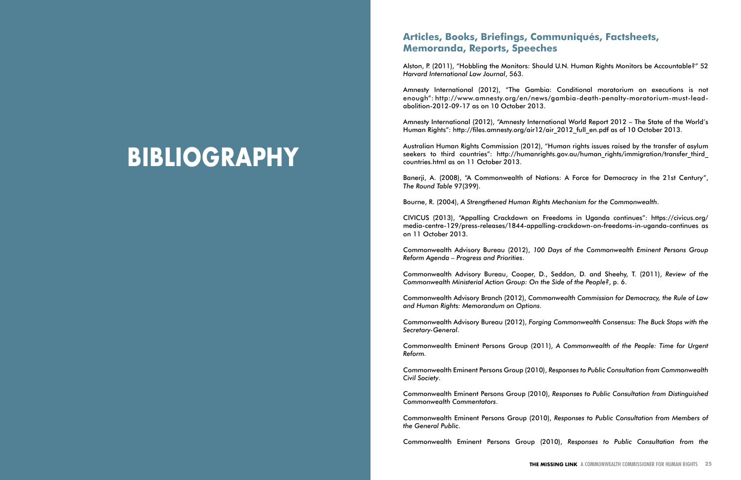# BIBLIOGRAPHY

## Articles, Books, Briefings, Communiqués, Factsheets, Memoranda, Reports, Speeches

Alston, P. (2011), "Hobbling the Monitors: Should U.N. Human Rights Monitors be Accountable?" 52 *Harvard International Law Journal*, 563.

Amnesty International (2012), "The Gambia: Conditional moratorium on executions is not enough": http://www.amnesty.org/en/news/gambia-death-penalty-moratorium-must-lead-abolition-2012-09-17 as on 10 October 2013.

Amnesty International (2012), "Amnesty International World Report 2012 – The State of the World's Human Rights": http://files.amnesty.org/air12/air_2012_full_en.pdf as of 10 October 2013.

Australian Human Rights Commission (2012), "Human rights issues raised by the transfer of asylum seekers to third countries": http://humanrights.gov.au/human_rights/immigration/transfer_third_countries.html as on 11 October 2013.

Banerji, A. (2008), "A Commonwealth of Nations: A Force for Democracy in the 21st Century", *The Round Table* 97(399).

Bourne, R. (2004), *A Strengthened Human Rights Mechanism for the Commonwealth*.

CIVICUS (2013), "Appalling Crackdown on Freedoms in Uganda continues": https://civicus.org/media-centre-129/press-releases/1844-appalling-crackdown-on-freedoms-in-uganda-continues as on 11 October 2013.

Commonwealth Advisory Bureau (2012), *100 Days of the Commonwealth Eminent Persons Group Reform Agenda – Progress and Priorities*.

Commonwealth Advisory Bureau, Cooper, D., Seddon, D. and Sheehy, T. (2011), *Review of the Commonwealth Ministerial Action Group: On the Side of the People?*, p. 6.

Commonwealth Advisory Branch (2012), *Commonwealth Commission for Democracy, the Rule of Law and Human Rights: Memorandum on Options*.

Commonwealth Advisory Bureau (2012), *Forging Commonwealth Consensus: The Buck Stops with the Secretary-General*.

Commonwealth Eminent Persons Group (2011), *A Commonwealth of the People: Time for Urgent Reform*.

Commonwealth Eminent Persons Group (2010), *Responses to Public Consultation from Commonwealth Civil Society*.

Commonwealth Eminent Persons Group (2010), *Responses to Public Consultation from Distinguished Commonwealth Commentators*.

Commonwealth Eminent Persons Group (2010), *Responses to Public Consultation from Members of the General Public*.

Commonwealth Eminent Persons Group (2010), *Responses to Public Consultation from the*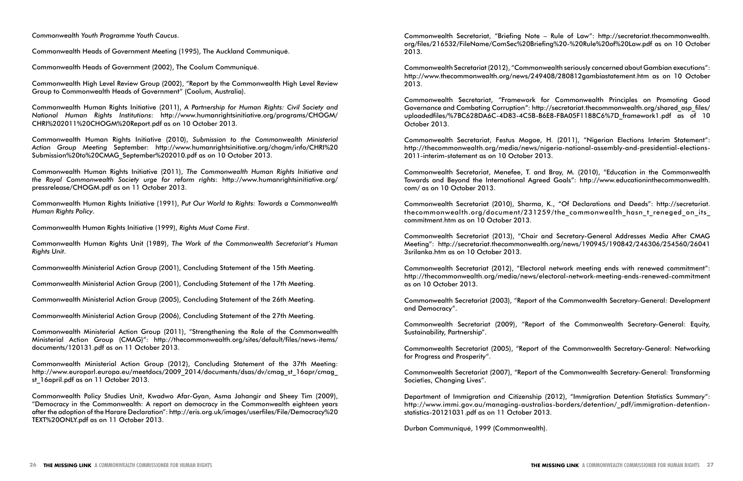*Commonwealth Youth Programme Youth Caucus*.

Commonwealth Heads of Government Meeting (1995), The Auckland Communiqué.

Commonwealth Heads of Government (2002), The Coolum Communiqué.

Commonwealth High Level Review Group (2002), "Report by the Commonwealth High Level Review Group to Commonwealth Heads of Government" (Coolum, Australia).

Commonwealth Human Rights Initiative (2011), *A Partnership for Human Rights: Civil Society and National Human Rights Institutions*: http://www.humanrightsinitiative.org/programs/CHOGM/CHRI%202011%20CHOGM%20Report.pdf as on 10 October 2013.

Commonwealth Human Rights Initiative (2010), *Submission to the Commonwealth Ministerial Action Group Meeting* September: http://www.humanrightsinitiative.org/chogm/info/CHRI%20Submission%20to%20CMAG_September%202010.pdf as on 10 October 2013.

Commonwealth Human Rights Initiative (2011), *The Commonwealth Human Rights Initiative and the Royal Commonwealth Society urge for reform rights*: http://www.humanrightsinitiative.org/pressrelease/CHOGM.pdf as on 11 October 2013.

Commonwealth Human Rights Initiative (1991), *Put Our World to Rights: Towards a Commonwealth Human Rights Policy*.

Commonwealth Human Rights Initiative (1999), *Rights Must Come First*.

Commonwealth Human Rights Unit (1989), *The Work of the Commonwealth Secretariat's Human Rights Unit*.

Commonwealth Ministerial Action Group (2001), Concluding Statement of the 15th Meeting.

Commonwealth Ministerial Action Group (2001), Concluding Statement of the 17th Meeting.

Commonwealth Ministerial Action Group (2005), Concluding Statement of the 26th Meeting.

Commonwealth Ministerial Action Group (2006), Concluding Statement of the 27th Meeting.

Commonwealth Ministerial Action Group (2011), "Strengthening the Role of the Commonwealth Ministerial Action Group (CMAG)": http://thecommonwealth.org/sites/default/files/news-items/documents/120131.pdf as on 11 October 2013.

Commonwealth Ministerial Action Group (2012), Concluding Statement of the 37th Meeting: http://www.europarl.europa.eu/meetdocs/2009_2014/documents/dsas/dv/cmag_st_16apr/cmag_st_16april.pdf as on 11 October 2013.

Commonwealth Policy Studies Unit, Kwadwo Afar-Gyan, Asma Jahangir and Sheey Tim (2009), "Democracy in the Commonwealth: A report on democracy in the Commonwealth eighteen years after the adoption of the Harare Declaration": http://eris.org.uk/images/userfiles/File/Democracy%20TEXT%20ONLY.pdf as on 11 October 2013.

Commonwealth Secretariat, "Briefing Note – Rule of Law": http://secretariat.thecommonwealth.org/files/216532/FileName/ComSec%20Briefing%20-%20Rule%20of%20Law.pdf as on 10 October 2013.

Commonwealth Secretariat (2012), "Commonwealth seriously concerned about Gambian executions": http://www.thecommonwealth.org/news/249408/280812gambiastatement.htm as on 10 October 2013.

Commonwealth Secretariat, "Framework for Commonwealth Principles on Promoting Good Governance and Combating Corruption": http://secretariat.thecommonwealth.org/shared_asp_files/uploadedfiles/%7BC628DA6C-4D83-4C5B-B6E8-FBA05F1188C6%7D_framework1.pdf as of 10 October 2013.

Commonwealth Secretariat, Festus Mogae, H. (2011), "Nigerian Elections Interim Statement": http://thecommonwealth.org/media/news/nigeria-national-assembly-and-presidential-elections-2011-interim-statement as on 10 October 2013.

Commonwealth Secretariat, Menefee, T. and Bray, M. (2010), "Education in the Commonwealth Towards and Beyond the International Agreed Goals": http://www.educationinthecommonwealth.com/ as on 10 October 2013.

Commonwealth Secretariat (2010), Sharma, K., "Of Declarations and Deeds": http://secretariat.thecommonwealth.org/document/231259/the_commonwealth_hasn_t_reneged_on_its_commitment.htm as on 10 October 2013.

Commonwealth Secretariat (2013), "Chair and Secretary-General Addresses Media After CMAG Meeting": http://secretariat.thecommonwealth.org/news/190945/190842/246306/254560/260413srilanka.htm as on 10 October 2013.

Commonwealth Secretariat (2012), "Electoral network meeting ends with renewed commitment": http://thecommonwealth.org/media/news/electoral-network-meeting-ends-renewed-commitment as on 10 October 2013.

Commonwealth Secretariat (2003), "Report of the Commonwealth Secretary-General: Development and Democracy".

Commonwealth Secretariat (2009), "Report of the Commonwealth Secretary-General: Equity, Sustainability, Partnership".

Commonwealth Secretariat (2005), "Report of the Commonwealth Secretary-General: Networking for Progress and Prosperity".

Commonwealth Secretariat (2007), "Report of the Commonwealth Secretary-General: Transforming Societies, Changing Lives".

Department of Immigration and Citizenship (2012), "Immigration Detention Statistics Summary": http://www.immi.gov.au/managing-australias-borders/detention/_pdf/immigration-detention-statistics-20121031.pdf as on 11 October 2013.

Durban Communiqué, 1999 (Commonwealth).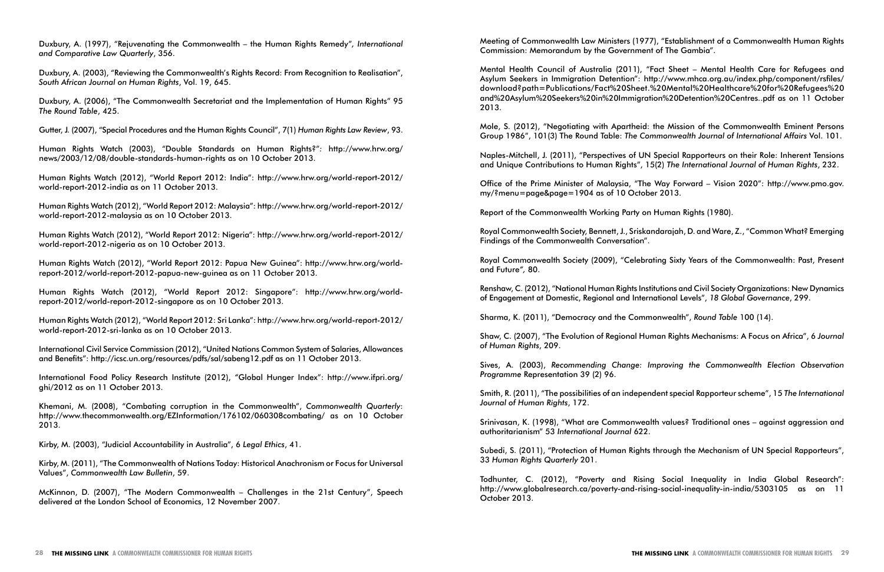Duxbury, A. (1997), "Rejuvenating the Commonwealth – the Human Rights Remedy", *International and Comparative Law Quarterly*, 356.

Duxbury, A. (2003), "Reviewing the Commonwealth's Rights Record: From Recognition to Realisation", *South African Journal on Human Rights*, Vol. 19, 645.

Duxbury, A. (2006), "The Commonwealth Secretariat and the Implementation of Human Rights" 95 *The Round Table*, 425.

Gutter, J. (2007), "Special Procedures and the Human Rights Council", 7(1) *Human Rights Law Review*, 93.

Human Rights Watch (2003), "Double Standards on Human Rights?": http://www.hrw.org/news/2003/12/08/double-standards-human-rights as on 10 October 2013.

Human Rights Watch (2012), "World Report 2012: India": http://www.hrw.org/world-report-2012/world-report-2012-india as on 11 October 2013.

Human Rights Watch (2012), "World Report 2012: Malaysia": http://www.hrw.org/world-report-2012/world-report-2012-malaysia as on 10 October 2013.

Human Rights Watch (2012), "World Report 2012: Nigeria": http://www.hrw.org/world-report-2012/world-report-2012-nigeria as on 10 October 2013.

Human Rights Watch (2012), "World Report 2012: Papua New Guinea": http://www.hrw.org/world-report-2012/world-report-2012-papua-new-guinea as on 11 October 2013.

Human Rights Watch (2012), "World Report 2012: Singapore": http://www.hrw.org/world-report-2012/world-report-2012-singapore as on 10 October 2013.

Human Rights Watch (2012), "World Report 2012: Sri Lanka": http://www.hrw.org/world-report-2012/world-report-2012-sri-lanka as on 10 October 2013.

International Civil Service Commission (2012), "United Nations Common System of Salaries, Allowances and Benefits": http://icsc.un.org/resources/pdfs/sal/sabeng12.pdf as on 11 October 2013.

International Food Policy Research Institute (2012), "Global Hunger Index": http://www.ifpri.org/ghi/2012 as on 11 October 2013.

Khemani, M. (2008), "Combating corruption in the Commonwealth", *Commonwealth Quarterly*: http://www.thecommonwealth.org/EZInformation/176102/060308combating/ as on 10 October 2013.

Kirby, M. (2003), "Judicial Accountability in Australia", *6 Legal Ethics*, 41.

Kirby, M. (2011), "The Commonwealth of Nations Today: Historical Anachronism or Focus for Universal Values", *Commonwealth Law Bulletin*, 59.

McKinnon, D. (2007), "The Modern Commonwealth – Challenges in the 21st Century", Speech delivered at the London School of Economics, 12 November 2007.

Meeting of Commonwealth Law Ministers (1977), "Establishment of a Commonwealth Human Rights Commission: Memorandum by the Government of The Gambia".

Mental Health Council of Australia (2011), "Fact Sheet – Mental Health Care for Refugees and Asylum Seekers in Immigration Detention": http://www.mhca.org.au/index.php/component/rsfiles/download?path=Publications/Fact%20Sheet.%20Mental%20Healthcare%20for%20Refugees%20and%20Asylum%20Seekers%20in%20Immigration%20Detention%20Centres..pdf as on 11 October 2013.

Mole, S. (2012), "Negotiating with Apartheid: the Mission of the Commonwealth Eminent Persons Group 1986", 101(3) The Round Table: *The Commonwealth Journal of International Affairs* Vol. 101.

Naples-Mitchell, J. (2011), "Perspectives of UN Special Rapporteurs on their Role: Inherent Tensions and Unique Contributions to Human Rights", 15(2) *The International Journal of Human Rights*, 232.

Office of the Prime Minister of Malaysia, "The Way Forward – Vision 2020": http://www.pmo.gov.my/?menu=page&page=1904 as of 10 October 2013.

Report of the Commonwealth Working Party on Human Rights (1980).

Royal Commonwealth Society, Bennett, J., Sriskandarajah, D. and Ware, Z., "Common What? Emerging Findings of the Commonwealth Conversation".

Royal Commonwealth Society (2009), "Celebrating Sixty Years of the Commonwealth: Past, Present and Future", 80.

Renshaw, C. (2012), "National Human Rights Institutions and Civil Society Organizations: New Dynamics of Engagement at Domestic, Regional and International Levels", *18 Global Governance*, 299.

Sharma, K. (2011), "Democracy and the Commonwealth", *Round Table* 100 (14).

Shaw, C. (2007), "The Evolution of Regional Human Rights Mechanisms: A Focus on Africa", 6 *Journal of Human Rights*, 209.

Sives, A. (2003), *Recommending Change: Improving the Commonwealth Election Observation Programme* Representation 39 (2) 96.

Smith, R. (2011), "The possibilities of an independent special Rapporteur scheme", 15 *The International Journal of Human Rights*, 172.

Srinivasan, K. (1998), "What are Commonwealth values? Traditional ones – against aggression and authoritarianism" 53 *International Journal* 622.

Subedi, S. (2011), "Protection of Human Rights through the Mechanism of UN Special Rapporteurs", 33 *Human Rights Quarterly* 201.

Todhunter, C. (2012), "Poverty and Rising Social Inequality in India Global Research": http://www.globalresearch.ca/poverty-and-rising-social-inequality-in-india/5303105 as on 11 October 2013.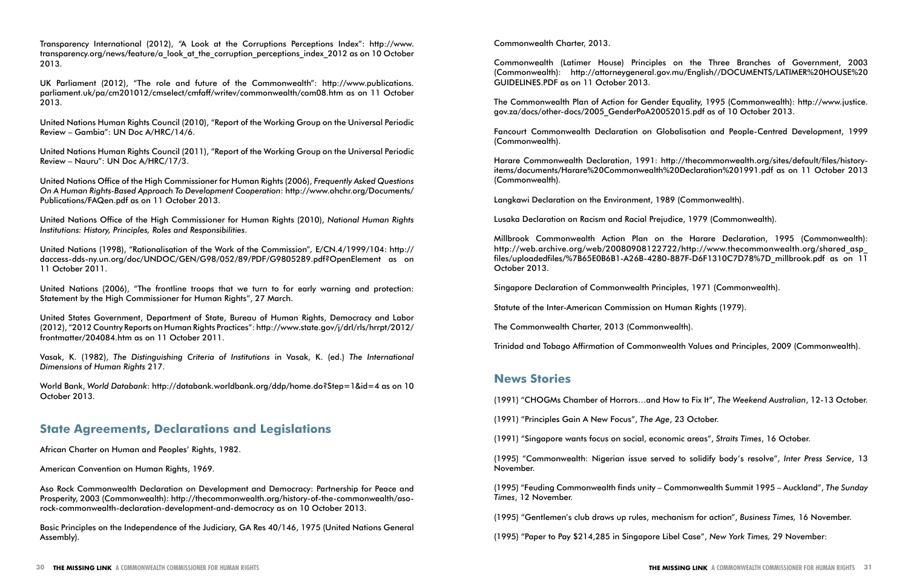Transparency International (2012), "A Look at the Corruptions Perceptions Index": http://www.transparency.org/news/feature/a_look_at_the_corruption_perceptions_index_2012 as on 10 October 2013.

UK Parliament (2012), "The role and future of the Commonwealth": http://www.publications.parliament.uk/pa/cm201012/cmselect/cmfaff/writev/commonwealth/com08.htm as on 11 October 2013.

United Nations Human Rights Council (2010), "Report of the Working Group on the Universal Periodic Review – Gambia": UN Doc A/HRC/14/6.

United Nations Human Rights Council (2011), "Report of the Working Group on the Universal Periodic Review – Nauru": UN Doc A/HRC/17/3.

United Nations Office of the High Commissioner for Human Rights (2006), *Frequently Asked Questions On A Human Rights-Based Approach To Development Cooperation*: http://www.ohchr.org/Documents/Publications/FAQen.pdf as on 11 October 2013.

United Nations Office of the High Commissioner for Human Rights (2010), *National Human Rights Institutions: History, Principles, Roles and Responsibilities*.

United Nations (1998), "Rationalisation of the Work of the Commission", E/CN.4/1999/104: http://daccess-dds-ny.un.org/doc/UNDOC/GEN/G98/052/89/PDF/G9805289.pdf?OpenElement as on 11 October 2011.

United Nations (2006), "The frontline troops that we turn to for early warning and protection: Statement by the High Commissioner for Human Rights", 27 March.

United States Government, Department of State, Bureau of Human Rights, Democracy and Labor (2012), "2012 Country Reports on Human Rights Practices": http://www.state.gov/j/drl/rls/hrrpt/2012/frontmatter/204084.htm as on 11 October 2011.

Vasak, K. (1982), *The Distinguishing Criteria of Institutions* in Vasak, K. (ed.) *The International Dimensions of Human Rights* 217.

World Bank, *World Databank*: http://databank.worldbank.org/ddp/home.do?Step=1&id=4 as on 10 October 2013.

## State Agreements, Declarations and Legislations

African Charter on Human and Peoples' Rights, 1982.

American Convention on Human Rights, 1969.

Aso Rock Commonwealth Declaration on Development and Democracy: Partnership for Peace and Prosperity, 2003 (Commonwealth): http://thecommonwealth.org/history-of-the-commonwealth/aso-rock-commonwealth-declaration-development-and-democracy as on 10 October 2013.

Basic Principles on the Independence of the Judiciary, GA Res 40/146, 1975 (United Nations General Assembly).

Commonwealth Charter, 2013.

Commonwealth (Latimer House) Principles on the Three Branches of Government, 2003 (Commonwealth): http://attorneygeneral.gov.mu/English//DOCUMENTS/LATIMER%20HOUSE%20GUIDELINES.PDF as on 11 October 2013.

The Commonwealth Plan of Action for Gender Equality, 1995 (Commonwealth): http://www.justice.gov.za/docs/other-docs/2005_GenderPoA20052015.pdf as of 10 October 2013.

Fancourt Commonwealth Declaration on Globalisation and People-Centred Development, 1999 (Commonwealth).

Harare Commonwealth Declaration, 1991: http://thecommonwealth.org/sites/default/files/history-items/documents/Harare%20Commonwealth%20Declaration%201991.pdf as on 11 October 2013 (Commonwealth).

Langkawi Declaration on the Environment, 1989 (Commonwealth).

Lusaka Declaration on Racism and Racial Prejudice, 1979 (Commonwealth).

Millbrook Commonwealth Action Plan on the Harare Declaration, 1995 (Commonwealth): http://web.archive.org/web/20080908122722/http://www.thecommonwealth.org/shared_asp_files/uploadedfiles/%7B65E0B6B1-A26B-4280-887F-D6F1310C7D78%7D_millbrook.pdf as on 11 October 2013.

Singapore Declaration of Commonwealth Principles, 1971 (Commonwealth).

Statute of the Inter-American Commission on Human Rights (1979).

The Commonwealth Charter, 2013 (Commonwealth).

Trinidad and Tobago Affirmation of Commonwealth Values and Principles, 2009 (Commonwealth).

## News Stories

(1991) "CHOGMs Chamber of Horrors…and How to Fix It", *The Weekend Australian*, 12-13 October.

(1991) "Principles Gain A New Focus", *The Age*, 23 October.

(1991) "Singapore wants focus on social, economic areas", *Straits Times*, 16 October.

(1995) "Commonwealth: Nigerian issue served to solidify body's resolve", *Inter Press Service*, 13 November.

(1995) "Feuding Commonwealth finds unity – Commonwealth Summit 1995 – Auckland", *The Sunday Times*, 12 November.

(1995) "Gentlemen's club draws up rules, mechanism for action", *Business Times,* 16 November.

(1995) "Paper to Pay $214,285 in Singapore Libel Case", *New York Times,* 29 November: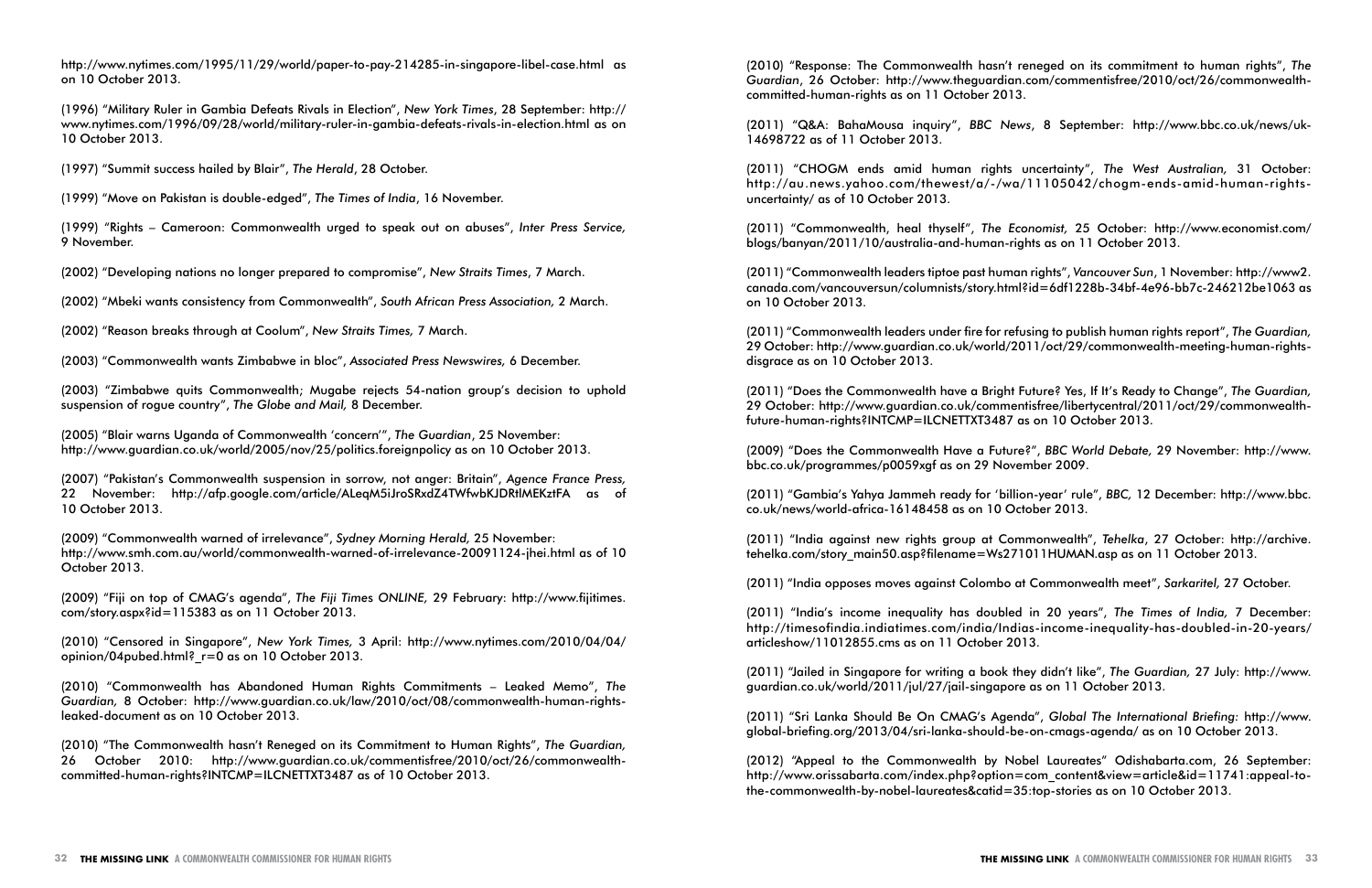http://www.nytimes.com/1995/11/29/world/paper-to-pay-214285-in-singapore-libel-case.html as on 10 October 2013.

(1996) "Military Ruler in Gambia Defeats Rivals in Election", *New York Times*, 28 September: http://www.nytimes.com/1996/09/28/world/military-ruler-in-gambia-defeats-rivals-in-election.html as on 10 October 2013.

(1997) "Summit success hailed by Blair", *The Herald*, 28 October.

(1999) "Move on Pakistan is double-edged", *The Times of India*, 16 November.

(1999) "Rights – Cameroon: Commonwealth urged to speak out on abuses", *Inter Press Service,* 9 November.

(2002) "Developing nations no longer prepared to compromise", *New Straits Times*, 7 March.

(2002) "Mbeki wants consistency from Commonwealth", *South African Press Association,* 2 March.

(2002) "Reason breaks through at Coolum", *New Straits Times,* 7 March.

(2003) "Commonwealth wants Zimbabwe in bloc", *Associated Press Newswires,* 6 December.

(2003) "Zimbabwe quits Commonwealth; Mugabe rejects 54-nation group's decision to uphold suspension of rogue country", *The Globe and Mail,* 8 December.

(2005) "Blair warns Uganda of Commonwealth 'concern'", *The Guardian*, 25 November: http://www.guardian.co.uk/world/2005/nov/25/politics.foreignpolicy as on 10 October 2013.

(2007) "Pakistan's Commonwealth suspension in sorrow, not anger: Britain", *Agence France Press,* 22 November: http://afp.google.com/article/ALeqM5iJroSRxdZ4TWfwbKJDRtIMEKztFA as of 10 October 2013.

(2009) "Commonwealth warned of irrelevance", *Sydney Morning Herald,* 25 November: http://www.smh.com.au/world/commonwealth-warned-of-irrelevance-20091124-jhei.html as of 10 October 2013.

(2009) "Fiji on top of CMAG's agenda", *The Fiji Times ONLINE,* 29 February: http://www.fijitimes.com/story.aspx?id=115383 as on 11 October 2013.

(2010) "Censored in Singapore", *New York Times,* 3 April: http://www.nytimes.com/2010/04/04/opinion/04pubed.html?_r=0 as on 10 October 2013.

(2010) "Commonwealth has Abandoned Human Rights Commitments – Leaked Memo", *The Guardian,* 8 October: http://www.guardian.co.uk/law/2010/oct/08/commonwealth-human-rights-leaked-document as on 10 October 2013.

(2010) "The Commonwealth hasn't Reneged on its Commitment to Human Rights", *The Guardian,* 26 October 2010: http://www.guardian.co.uk/commentisfree/2010/oct/26/commonwealth-committed-human-rights?INTCMP=ILCNETTXT3487 as of 10 October 2013.

(2010) "Response: The Commonwealth hasn't reneged on its commitment to human rights", *The Guardian*, 26 October: http://www.theguardian.com/commentisfree/2010/oct/26/commonwealth-committed-human-rights as on 11 October 2013.

(2011) "Q&A: BahaMousa inquiry", *BBC News*, 8 September: http://www.bbc.co.uk/news/uk-14698722 as of 11 October 2013.

(2011) "CHOGM ends amid human rights uncertainty", *The West Australian,* 31 October: http://au.news.yahoo.com/thewest/a/-/wa/11105042/chogm-ends-amid-human-rights-uncertainty/ as of 10 October 2013.

(2011) "Commonwealth, heal thyself", *The Economist,* 25 October: http://www.economist.com/blogs/banyan/2011/10/australia-and-human-rights as on 11 October 2013.

(2011) "Commonwealth leaders tiptoe past human rights", *Vancouver Sun*, 1 November: http://www2.canada.com/vancouversun/columnists/story.html?id=6df1228b-34bf-4e96-bb7c-246212be1063 as on 10 October 2013.

(2011) "Commonwealth leaders under fire for refusing to publish human rights report", *The Guardian,* 29 October: http://www.guardian.co.uk/world/2011/oct/29/commonwealth-meeting-human-rights-disgrace as on 10 October 2013.

(2011) "Does the Commonwealth have a Bright Future? Yes, If It's Ready to Change", *The Guardian,* 29 October: http://www.guardian.co.uk/commentisfree/libertycentral/2011/oct/29/commonwealth-future-human-rights?INTCMP=ILCNETTXT3487 as on 10 October 2013.

(2009) "Does the Commonwealth Have a Future?", *BBC World Debate,* 29 November: http://www.bbc.co.uk/programmes/p0059xgf as on 29 November 2009.

(2011) "Gambia's Yahya Jammeh ready for 'billion-year' rule", *BBC,* 12 December: http://www.bbc.co.uk/news/world-africa-16148458 as on 10 October 2013.

(2011) "India against new rights group at Commonwealth", *Tehelka*, 27 October: http://archive.tehelka.com/story_main50.asp?filename=Ws271011HUMAN.asp as on 11 October 2013.

(2011) "India opposes moves against Colombo at Commonwealth meet", *Sarkaritel,* 27 October.

(2011) "India's income inequality has doubled in 20 years", *The Times of India,* 7 December: http://timesofindia.indiatimes.com/india/Indias-income-inequality-has-doubled-in-20-years/articleshow/11012855.cms as on 11 October 2013.

(2011) "Jailed in Singapore for writing a book they didn't like", *The Guardian,* 27 July: http://www.guardian.co.uk/world/2011/jul/27/jail-singapore as on 11 October 2013.

(2011) "Sri Lanka Should Be On CMAG's Agenda", *Global The International Briefing:* http://www.global-briefing.org/2013/04/sri-lanka-should-be-on-cmags-agenda/ as on 10 October 2013.

(2012) "Appeal to the Commonwealth by Nobel Laureates" Odishabarta.com, 26 September: http://www.orissabarta.com/index.php?option=com_content&view=article&id=11741:appeal-to-the-commonwealth-by-nobel-laureates&catid=35:top-stories as on 10 October 2013.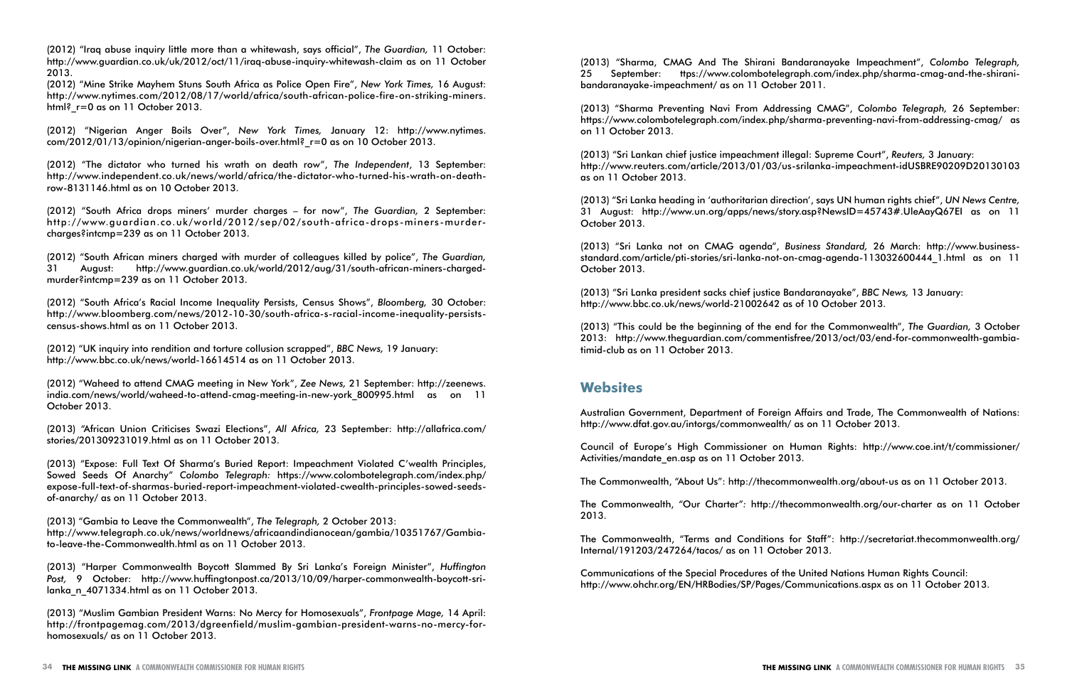(2012) "Iraq abuse inquiry little more than a whitewash, says official", *The Guardian,* 11 October: http://www.guardian.co.uk/uk/2012/oct/11/iraq-abuse-inquiry-whitewash-claim as on 11 October 2013.

(2012) "Mine Strike Mayhem Stuns South Africa as Police Open Fire", *New York Times,* 16 August: http://www.nytimes.com/2012/08/17/world/africa/south-african-police-fire-on-striking-miners.html?_r=0 as on 11 October 2013.

(2012) "Nigerian Anger Boils Over", *New York Times,* January 12: http://www.nytimes.com/2012/01/13/opinion/nigerian-anger-boils-over.html?_r=0 as on 10 October 2013.

(2012) "The dictator who turned his wrath on death row", *The Independent*, 13 September: http://www.independent.co.uk/news/world/africa/the-dictator-who-turned-his-wrath-on-death-row-8131146.html as on 10 October 2013.

(2012) "South Africa drops miners' murder charges – for now", *The Guardian,* 2 September: http://www.guardian.co.uk/world/2012/sep/02/south-africa-drops-miners-murder-charges?intcmp=239 as on 11 October 2013.

(2012) "South African miners charged with murder of colleagues killed by police", *The Guardian,* 31 August: http://www.guardian.co.uk/world/2012/aug/31/south-african-miners-charged-murder?intcmp=239 as on 11 October 2013.

(2012) "South Africa's Racial Income Inequality Persists, Census Shows", *Bloomberg,* 30 October: http://www.bloomberg.com/news/2012-10-30/south-africa-s-racial-income-inequality-persists-census-shows.html as on 11 October 2013.

(2012) "UK inquiry into rendition and torture collusion scrapped", *BBC News,* 19 January: http://www.bbc.co.uk/news/world-16614514 as on 11 October 2013.

(2012) "Waheed to attend CMAG meeting in New York", *Zee News,* 21 September: http://zeenews.india.com/news/world/waheed-to-attend-cmag-meeting-in-new-york_800995.html as on 11 October 2013.

(2013) "African Union Criticises Swazi Elections", *All Africa,* 23 September: http://allafrica.com/stories/201309231019.html as on 11 October 2013.

(2013) "Expose: Full Text Of Sharma's Buried Report: Impeachment Violated C'wealth Principles, Sowed Seeds Of Anarchy" *Colombo Telegraph:* https://www.colombotelegraph.com/index.php/expose-full-text-of-sharmas-buried-report-impeachment-violated-cwealth-principles-sowed-seeds-of-anarchy/ as on 11 October 2013.

(2013) "Gambia to Leave the Commonwealth", *The Telegraph,* 2 October 2013: http://www.telegraph.co.uk/news/worldnews/africaandindianocean/gambia/10351767/Gambia-to-leave-the-Commonwealth.html as on 11 October 2013.

(2013) "Harper Commonwealth Boycott Slammed By Sri Lanka's Foreign Minister", *Huffington Post,* 9 October: http://www.huffingtonpost.ca/2013/10/09/harper-commonwealth-boycott-sri-lanka_n_4071334.html as on 11 October 2013.

(2013) "Muslim Gambian President Warns: No Mercy for Homosexuals", *Frontpage Mage,* 14 April: http://frontpagemag.com/2013/dgreenfield/muslim-gambian-president-warns-no-mercy-for-homosexuals/ as on 11 October 2013.

(2013) "Sharma, CMAG And The Shirani Bandaranayake Impeachment", *Colombo Telegraph,* 25 September: ttps://www.colombotelegraph.com/index.php/sharma-cmag-and-the-shirani-bandaranayake-impeachment/ as on 11 October 2011.

(2013) "Sharma Preventing Navi From Addressing CMAG", *Colombo Telegraph,* 26 September: https://www.colombotelegraph.com/index.php/sharma-preventing-navi-from-addressing-cmag/ as on 11 October 2013.

(2013) "Sri Lankan chief justice impeachment illegal: Supreme Court", *Reuters,* 3 January: http://www.reuters.com/article/2013/01/03/us-srilanka-impeachment-idUSBRE90209D20130103 as on 11 October 2013.

(2013) "Sri Lanka heading in 'authoritarian direction', says UN human rights chief", *UN News Centre,* 31 August: http://www.un.org/apps/news/story.asp?NewsID=45743#.UleAayQ67EI as on 11 October 2013.

(2013) "Sri Lanka not on CMAG agenda", *Business Standard,* 26 March: http://www.business-standard.com/article/pti-stories/sri-lanka-not-on-cmag-agenda-113032600444_1.html as on 11 October 2013.

(2013) "Sri Lanka president sacks chief justice Bandaranayake", *BBC News,* 13 January: http://www.bbc.co.uk/news/world-21002642 as of 10 October 2013.

(2013) "This could be the beginning of the end for the Commonwealth", *The Guardian,* 3 October 2013: http://www.theguardian.com/commentisfree/2013/oct/03/end-for-commonwealth-gambia-timid-club as on 11 October 2013.

## Websites

Australian Government, Department of Foreign Affairs and Trade, The Commonwealth of Nations: http://www.dfat.gov.au/intorgs/commonwealth/ as on 11 October 2013.

Council of Europe's High Commissioner on Human Rights: http://www.coe.int/t/commissioner/Activities/mandate_en.asp as on 11 October 2013.

The Commonwealth, "About Us": http://thecommonwealth.org/about-us as on 11 October 2013.

The Commonwealth, "Our Charter": http://thecommonwealth.org/our-charter as on 11 October 2013.

The Commonwealth, "Terms and Conditions for Staff": http://secretariat.thecommonwealth.org/Internal/191203/247264/tacos/ as on 11 October 2013.

Communications of the Special Procedures of the United Nations Human Rights Council: http://www.ohchr.org/EN/HRBodies/SP/Pages/Communications.aspx as on 11 October 2013.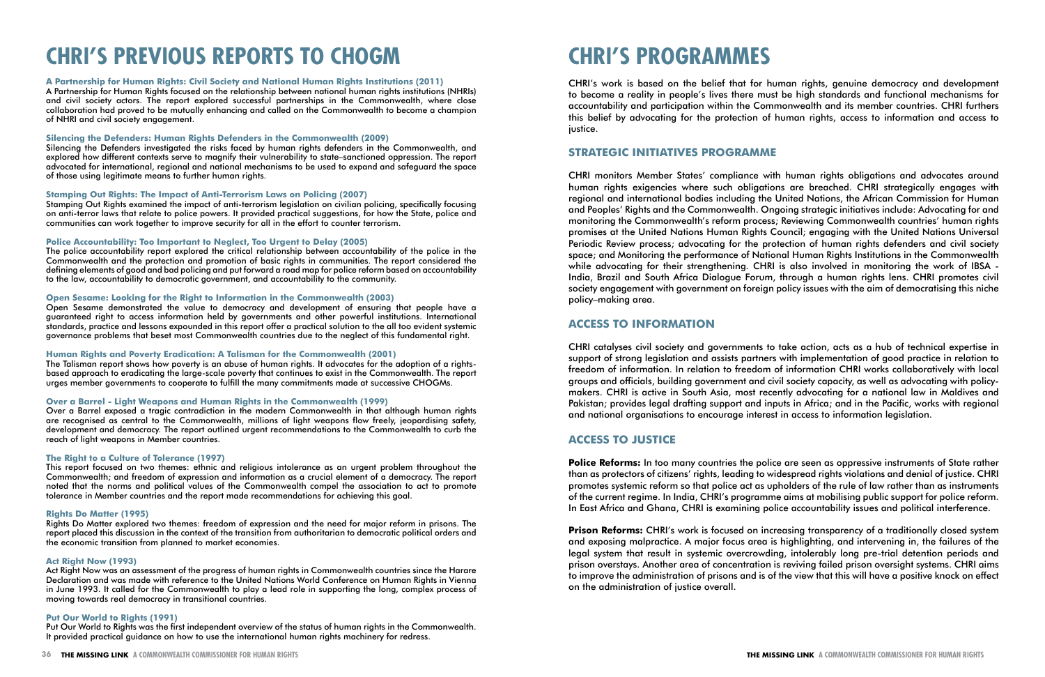# CHRI'S PREVIOUS REPORTS TO CHOGM

### A Partnership for Human Rights: Civil Society and National Human Rights Institutions (2011)

A Partnership for Human Rights focused on the relationship between national human rights institutions (NHRIs) and civil society actors. The report explored successful partnerships in the Commonwealth, where close collaboration had proved to be mutually enhancing and called on the Commonwealth to become a champion of NHRI and civil society engagement.

### Silencing the Defenders: Human Rights Defenders in the Commonwealth (2009)

Silencing the Defenders investigated the risks faced by human rights defenders in the Commonwealth, and explored how different contexts serve to magnify their vulnerability to state–sanctioned oppression. The report advocated for international, regional and national mechanisms to be used to expand and safeguard the space of those using legitimate means to further human rights.

### Stamping Out Rights: The Impact of Anti-Terrorism Laws on Policing (2007)

Stamping Out Rights examined the impact of anti-terrorism legislation on civilian policing, specifically focusing on anti-terror laws that relate to police powers. It provided practical suggestions, for how the State, police and communities can work together to improve security for all in the effort to counter terrorism.

### Police Accountability: Too Important to Neglect, Too Urgent to Delay (2005)

The police accountability report explored the critical relationship between accountability of the police in the Commonwealth and the protection and promotion of basic rights in communities. The report considered the defining elements of good and bad policing and put forward a road map for police reform based on accountability to the law, accountability to democratic government, and accountability to the community.

### Open Sesame: Looking for the Right to Information in the Commonwealth (2003)

Open Sesame demonstrated the value to democracy and development of ensuring that people have a guaranteed right to access information held by governments and other powerful institutions. International standards, practice and lessons expounded in this report offer a practical solution to the all too evident systemic governance problems that beset most Commonwealth countries due to the neglect of this fundamental right.

### Human Rights and Poverty Eradication: A Talisman for the Commonwealth (2001)

The Talisman report shows how poverty is an abuse of human rights. It advocates for the adoption of a rights-based approach to eradicating the large-scale poverty that continues to exist in the Commonwealth. The report urges member governments to cooperate to fulfill the many commitments made at successive CHOGMs.

### Over a Barrel - Light Weapons and Human Rights in the Commonwealth (1999)

Over a Barrel exposed a tragic contradiction in the modern Commonwealth in that although human rights are recognised as central to the Commonwealth, millions of light weapons flow freely, jeopardising safety, development and democracy. The report outlined urgent recommendations to the Commonwealth to curb the reach of light weapons in Member countries.

### The Right to a Culture of Tolerance (1997)

This report focused on two themes: ethnic and religious intolerance as an urgent problem throughout the Commonwealth; and freedom of expression and information as a crucial element of a democracy. The report noted that the norms and political values of the Commonwealth compel the association to act to promote tolerance in Member countries and the report made recommendations for achieving this goal.

### Rights Do Matter (1995)

Rights Do Matter explored two themes: freedom of expression and the need for major reform in prisons. The report placed this discussion in the context of the transition from authoritarian to democratic political orders and the economic transition from planned to market economies.

### Act Right Now (1993)

Act Right Now was an assessment of the progress of human rights in Commonwealth countries since the Harare Declaration and was made with reference to the United Nations World Conference on Human Rights in Vienna in June 1993. It called for the Commonwealth to play a lead role in supporting the long, complex process of moving towards real democracy in transitional countries.

### Put Our World to Rights (1991)

Put Our World to Rights was the first independent overview of the status of human rights in the Commonwealth. It provided practical guidance on how to use the international human rights machinery for redress.

# CHRI'S PROGRAMMES

CHRI's work is based on the belief that for human rights, genuine democracy and development to become a reality in people's lives there must be high standards and functional mechanisms for accountability and participation within the Commonwealth and its member countries. CHRI furthers this belief by advocating for the protection of human rights, access to information and access to justice.

## STRATEGIC INITIATIVES PROGRAMME

CHRI monitors Member States' compliance with human rights obligations and advocates around human rights exigencies where such obligations are breached. CHRI strategically engages with regional and international bodies including the United Nations, the African Commission for Human and Peoples' Rights and the Commonwealth. Ongoing strategic initiatives include: Advocating for and monitoring the Commonwealth's reform process; Reviewing Commonwealth countries' human rights promises at the United Nations Human Rights Council; engaging with the United Nations Universal Periodic Review process; advocating for the protection of human rights defenders and civil society space; and Monitoring the performance of National Human Rights Institutions in the Commonwealth while advocating for their strengthening. CHRI is also involved in monitoring the work of IBSA - India, Brazil and South Africa Dialogue Forum, through a human rights lens. CHRI promotes civil society engagement with government on foreign policy issues with the aim of democratising this niche policy–making area.

## ACCESS TO INFORMATION

CHRI catalyses civil society and governments to take action, acts as a hub of technical expertise in support of strong legislation and assists partners with implementation of good practice in relation to freedom of information. In relation to freedom of information CHRI works collaboratively with local groups and officials, building government and civil society capacity, as well as advocating with policy-makers. CHRI is active in South Asia, most recently advocating for a national law in Maldives and Pakistan; provides legal drafting support and inputs in Africa; and in the Pacific, works with regional and national organisations to encourage interest in access to information legislation.

## ACCESS TO JUSTICE

**Police Reforms:** In too many countries the police are seen as oppressive instruments of State rather than as protectors of citizens' rights, leading to widespread rights violations and denial of justice. CHRI promotes systemic reform so that police act as upholders of the rule of law rather than as instruments of the current regime. In India, CHRI's programme aims at mobilising public support for police reform. In East Africa and Ghana, CHRI is examining police accountability issues and political interference.

**Prison Reforms:** CHRI's work is focused on increasing transparency of a traditionally closed system and exposing malpractice. A major focus area is highlighting, and intervening in, the failures of the legal system that result in systemic overcrowding, intolerably long pre-trial detention periods and prison overstays. Another area of concentration is reviving failed prison oversight systems. CHRI aims to improve the administration of prisons and is of the view that this will have a positive knock on effect on the administration of justice overall.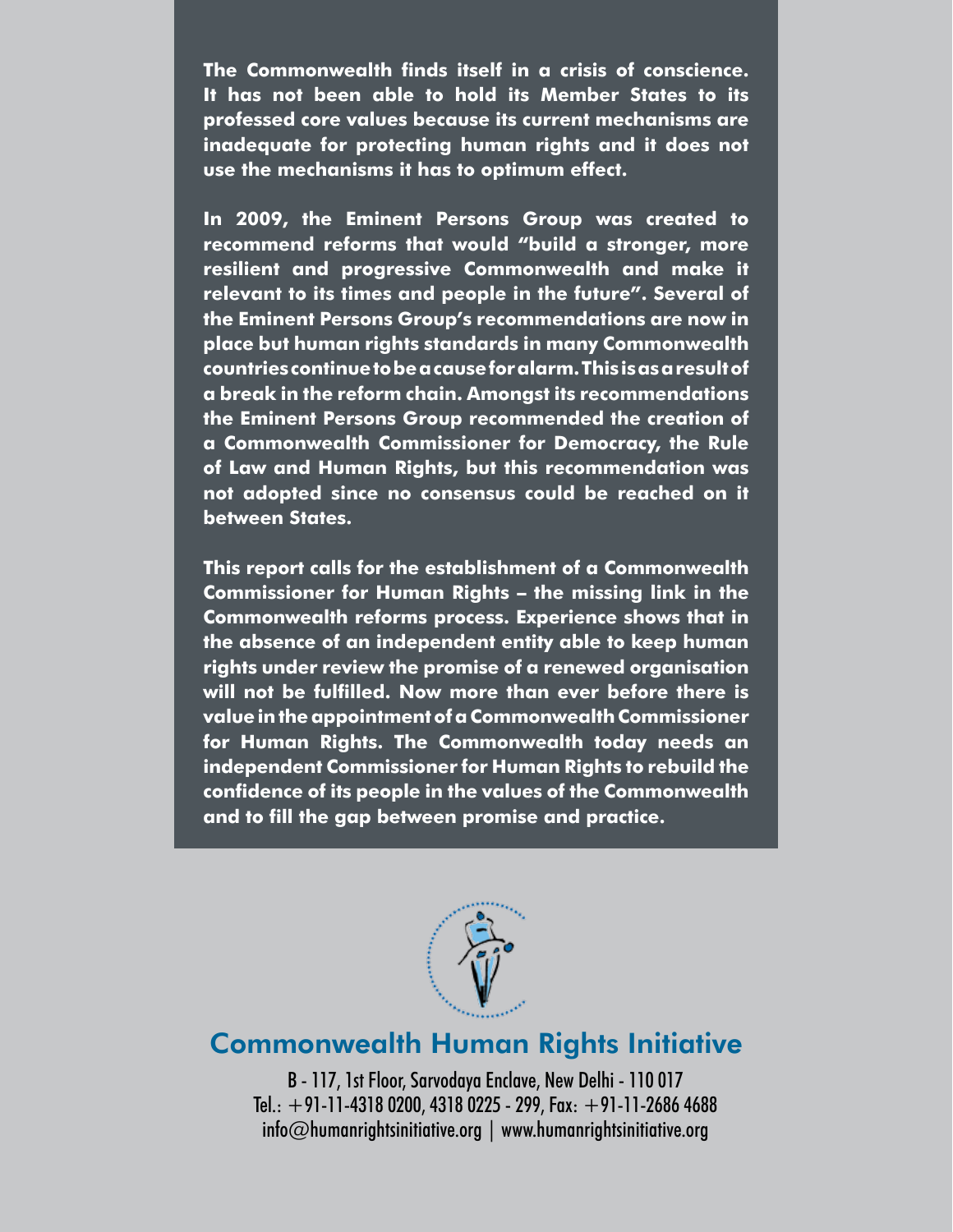**The Commonwealth finds itself in a crisis of conscience. It has not been able to hold its Member States to its professed core values because its current mechanisms are inadequate for protecting human rights and it does not use the mechanisms it has to optimum effect.**

**In 2009, the Eminent Persons Group was created to recommend reforms that would "build a stronger, more resilient and progressive Commonwealth and make it relevant to its times and people in the future". Several of the Eminent Persons Group's recommendations are now in place but human rights standards in many Commonwealth countries continue to be a cause for alarm. This is as a result of a break in the reform chain. Amongst its recommendations the Eminent Persons Group recommended the creation of a Commonwealth Commissioner for Democracy, the Rule of Law and Human Rights, but this recommendation was not adopted since no consensus could be reached on it between States.**

**This report calls for the establishment of a Commonwealth Commissioner for Human Rights – the missing link in the Commonwealth reforms process. Experience shows that in the absence of an independent entity able to keep human rights under review the promise of a renewed organisation will not be fulfilled. Now more than ever before there is value in the appointment of a Commonwealth Commissioner for Human Rights. The Commonwealth today needs an independent Commissioner for Human Rights to rebuild the confidence of its people in the values of the Commonwealth and to fill the gap between promise and practice.**

## Commonwealth Human Rights Initiative

B - 117, 1st Floor, Sarvodaya Enclave, New Delhi - 110 017
Tel.: +91-11-4318 0200, 4318 0225 - 299, Fax: +91-11-2686 4688
info@humanrightsinitiative.org | www.humanrightsinitiative.org